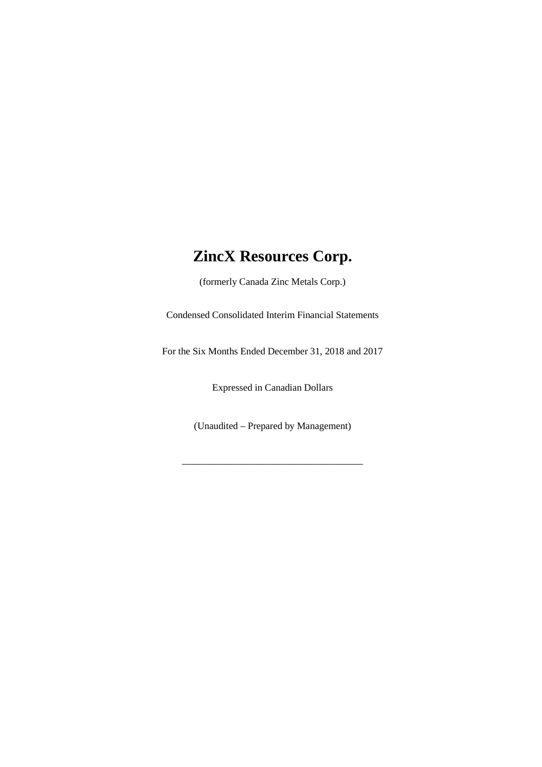# ZincX Resources Corp.

(formerly Canada Zinc Metals Corp.)

Condensed Consolidated Interim Financial Statements

For the Six Months Ended December 31, 2018 and 2017

Expressed in Canadian Dollars

(Unaudited – Prepared by Management)

---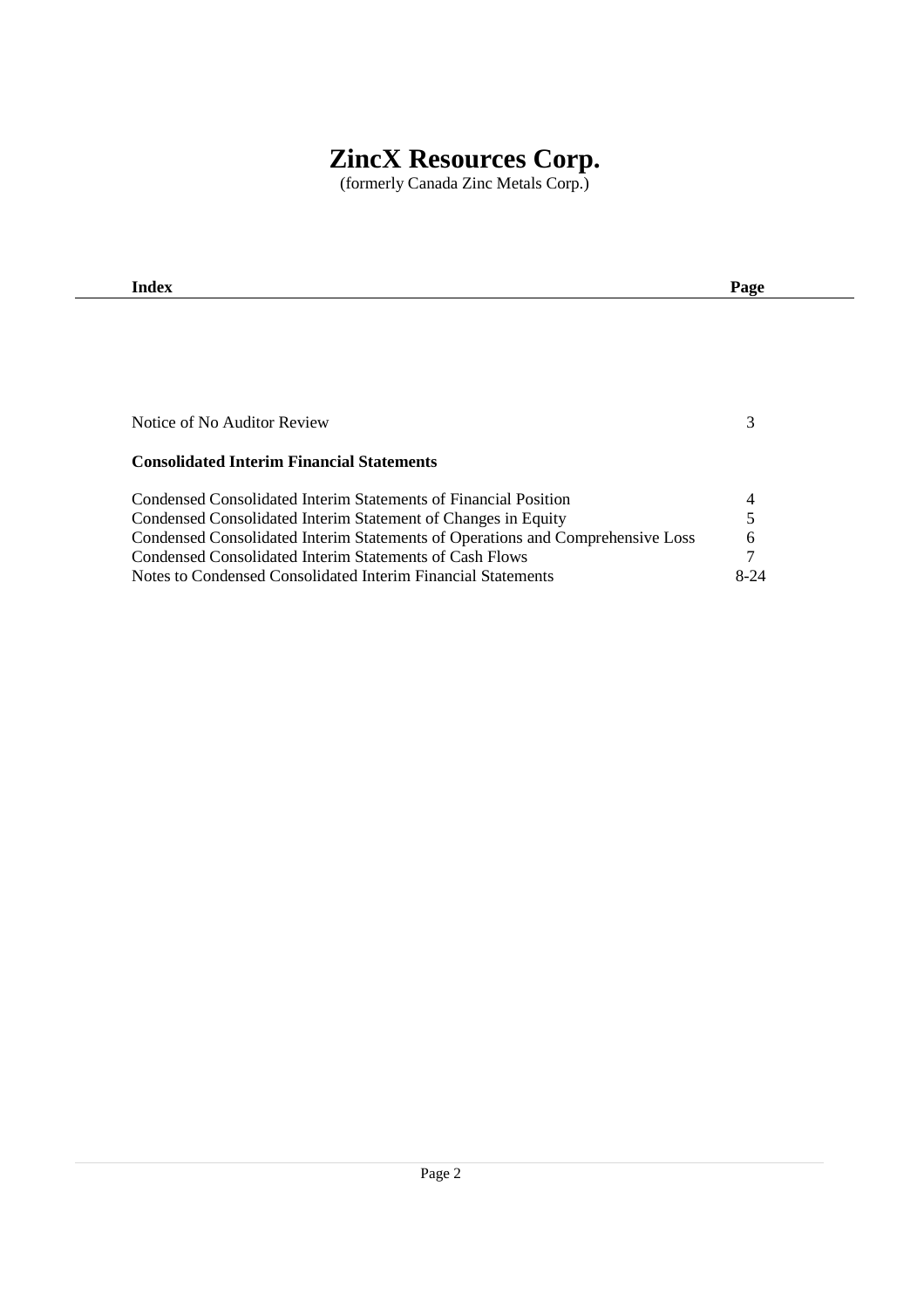# ZincX Resources Corp.

(formerly Canada Zinc Metals Corp.)

| Index | Page |
|---|---|
| Notice of No Auditor Review | 3 |
| **Consolidated Interim Financial Statements** | |
| Condensed Consolidated Interim Statements of Financial Position | 4 |
| Condensed Consolidated Interim Statement of Changes in Equity | 5 |
| Condensed Consolidated Interim Statements of Operations and Comprehensive Loss | 6 |
| Condensed Consolidated Interim Statements of Cash Flows | 7 |
| Notes to Condensed Consolidated Interim Financial Statements | 8-24 |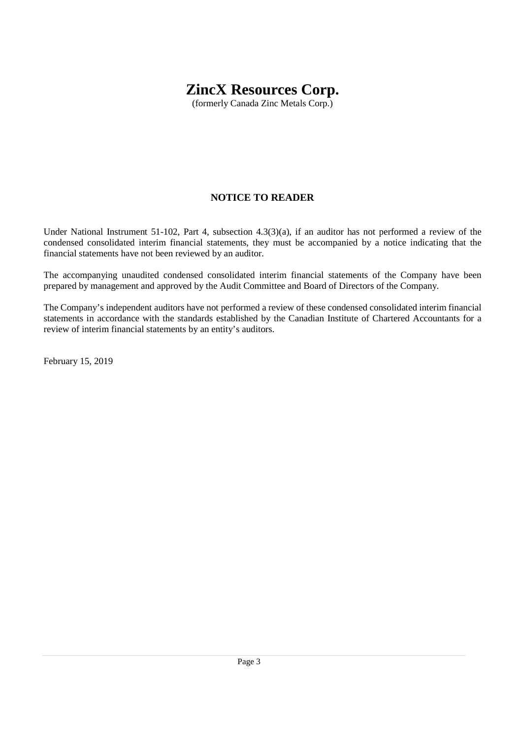# ZincX Resources Corp.

(formerly Canada Zinc Metals Corp.)

## NOTICE TO READER

Under National Instrument 51-102, Part 4, subsection 4.3(3)(a), if an auditor has not performed a review of the condensed consolidated interim financial statements, they must be accompanied by a notice indicating that the financial statements have not been reviewed by an auditor.

The accompanying unaudited condensed consolidated interim financial statements of the Company have been prepared by management and approved by the Audit Committee and Board of Directors of the Company.

The Company's independent auditors have not performed a review of these condensed consolidated interim financial statements in accordance with the standards established by the Canadian Institute of Chartered Accountants for a review of interim financial statements by an entity's auditors.

February 15, 2019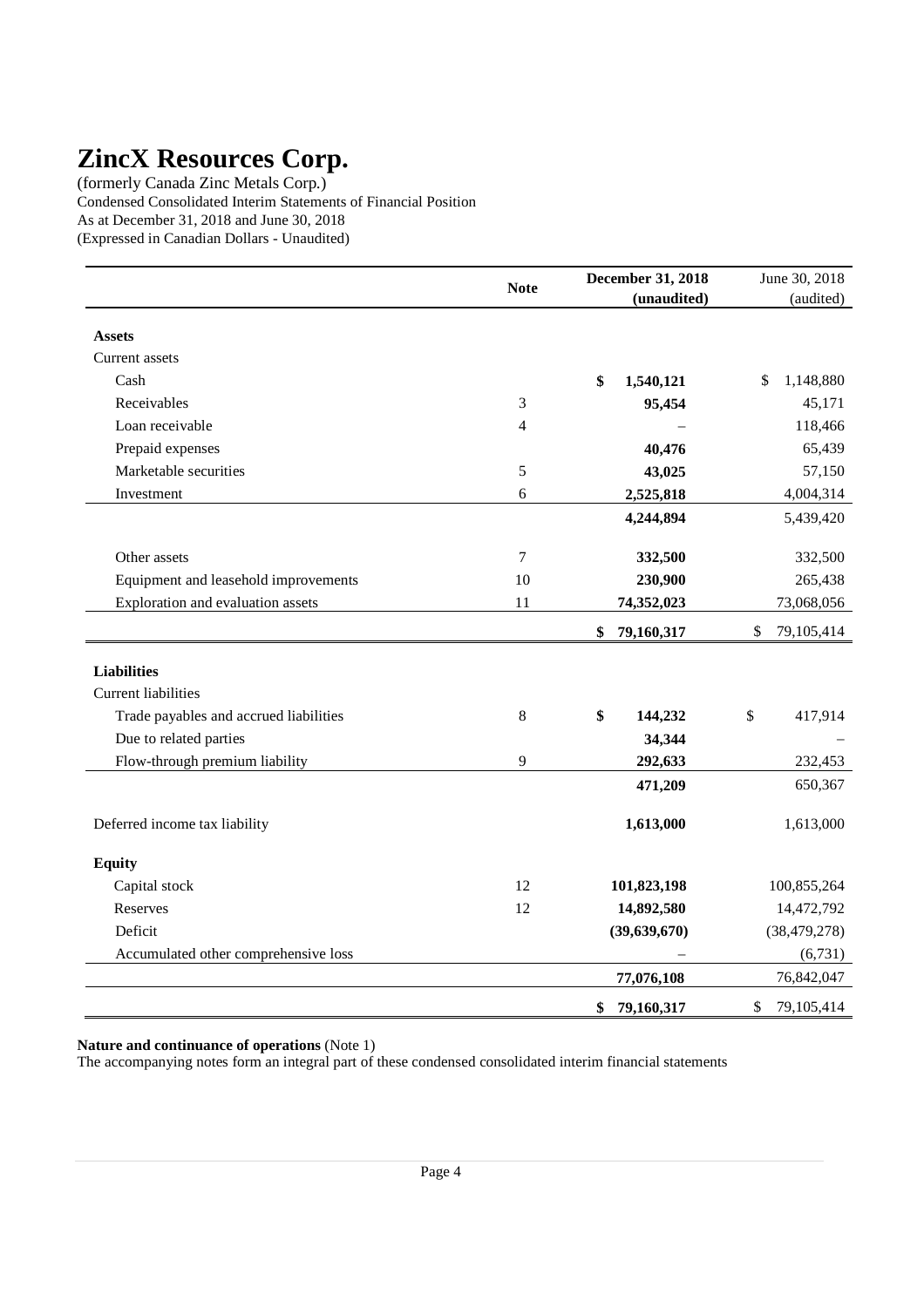# ZincX Resources Corp.

(formerly Canada Zinc Metals Corp.)
Condensed Consolidated Interim Statements of Financial Position
As at December 31, 2018 and June 30, 2018
(Expressed in Canadian Dollars - Unaudited)

| | Note | **December 31, 2018 (unaudited)** | June 30, 2018 (audited) |
|---|---|---|---|
| **Assets** | | | |
| Current assets | | | |
| Cash | | **$ 1,540,121** | $ 1,148,880 |
| Receivables | 3 | **95,454** | 45,171 |
| Loan receivable | 4 | – | 118,466 |
| Prepaid expenses | | **40,476** | 65,439 |
| Marketable securities | 5 | **43,025** | 57,150 |
| Investment | 6 | **2,525,818** | 4,004,314 |
| | | **4,244,894** | 5,439,420 |
| Other assets | 7 | **332,500** | 332,500 |
| Equipment and leasehold improvements | 10 | **230,900** | 265,438 |
| Exploration and evaluation assets | 11 | **74,352,023** | 73,068,056 |
| | | **$ 79,160,317** | $ 79,105,414 |
| **Liabilities** | | | |
| Current liabilities | | | |
| Trade payables and accrued liabilities | 8 | **$ 144,232** | $ 417,914 |
| Due to related parties | | **34,344** | – |
| Flow-through premium liability | 9 | **292,633** | 232,453 |
| | | **471,209** | 650,367 |
| Deferred income tax liability | | **1,613,000** | 1,613,000 |
| **Equity** | | | |
| Capital stock | 12 | **101,823,198** | 100,855,264 |
| Reserves | 12 | **14,892,580** | 14,472,792 |
| Deficit | | **(39,639,670)** | (38,479,278) |
| Accumulated other comprehensive loss | | – | (6,731) |
| | | **77,076,108** | 76,842,047 |
| | | **$ 79,160,317** | $ 79,105,414 |

**Nature and continuance of operations** (Note 1)
The accompanying notes form an integral part of these condensed consolidated interim financial statements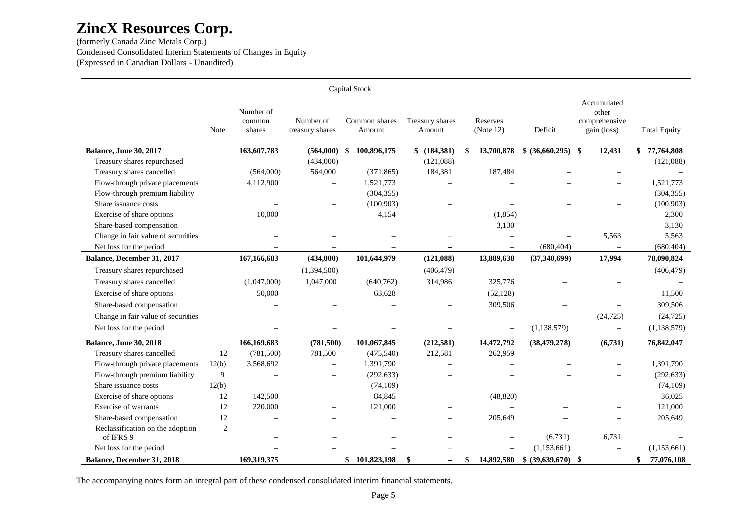# ZincX Resources Corp.

(formerly Canada Zinc Metals Corp.)
Condensed Consolidated Interim Statements of Changes in Equity
(Expressed in Canadian Dollars - Unaudited)

| | | Capital Stock | | | | | | | |
|---|---|---|---|---|---|---|---|---|---|
| | Note | Number of common shares | Number of treasury shares | Common shares Amount | Treasury shares Amount | Reserves (Note 12) | Deficit | Accumulated other comprehensive gain (loss) | Total Equity |
| **Balance, June 30, 2017** | | **163,607,783** | **(564,000)** | **$ 100,896,175** | **$ (184,381)** | **$ 13,700,878** | **$ (36,660,295)** | **$ 12,431** | **$ 77,764,808** |
| Treasury shares repurchased | | – | (434,000) | – | (121,088) | – | – | – | (121,088) |
| Treasury shares cancelled | | (564,000) | 564,000 | (371,865) | 184,381 | 187,484 | – | – | – |
| Flow-through private placements | | 4,112,900 | – | 1,521,773 | – | – | – | – | 1,521,773 |
| Flow-through premium liability | | – | – | (304,355) | – | – | – | – | (304,355) |
| Share issuance costs | | – | – | (100,903) | – | – | – | – | (100,903) |
| Exercise of share options | | 10,000 | – | 4,154 | – | (1,854) | – | – | 2,300 |
| Share-based compensation | | – | – | – | – | 3,130 | – | – | 3,130 |
| Change in fair value of securities | | – | – | – | – | – | – | 5,563 | 5,563 |
| Net loss for the period | | – | – | – | – | – | (680,404) | – | (680,404) |
| **Balance, December 31, 2017** | | **167,166,683** | **(434,000)** | **101,644,979** | **(121,088)** | **13,889,638** | **(37,340,699)** | **17,994** | **78,090,824** |
| Treasury shares repurchased | | – | (1,394,500) | – | (406,479) | – | – | – | (406,479) |
| Treasury shares cancelled | | (1,047,000) | 1,047,000 | (640,762) | 314,986 | 325,776 | – | – | – |
| Exercise of share options | | 50,000 | – | 63,628 | – | (52,128) | – | – | 11,500 |
| Share-based compensation | | – | – | – | – | 309,506 | – | – | 309,506 |
| Change in fair value of securities | | – | – | – | – | – | – | (24,725) | (24,725) |
| Net loss for the period | | – | – | – | – | – | (1,138,579) | – | (1,138,579) |
| **Balance, June 30, 2018** | | **166,169,683** | **(781,500)** | **101,067,845** | **(212,581)** | **14,472,792** | **(38,479,278)** | **(6,731)** | **76,842,047** |
| Treasury shares cancelled | 12 | (781,500) | 781,500 | (475,540) | 212,581 | 262,959 | – | – | – |
| Flow-through private placements | 12(b) | 3,568,692 | – | 1,391,790 | – | – | – | – | 1,391,790 |
| Flow-through premium liability | 9 | – | – | (292,633) | – | – | – | – | (292,633) |
| Share issuance costs | 12(b) | – | – | (74,109) | – | – | – | – | (74,109) |
| Exercise of share options | 12 | 142,500 | – | 84,845 | – | (48,820) | – | – | 36,025 |
| Exercise of warrants | 12 | 220,000 | – | 121,000 | – | – | – | – | 121,000 |
| Share-based compensation | 12 | – | – | – | – | 205,649 | – | – | 205,649 |
| Reclassification on the adoption of IFRS 9 | 2 | – | – | – | – | – | (6,731) | 6,731 | – |
| Net loss for the period | | – | – | – | – | – | (1,153,661) | – | (1,153,661) |
| **Balance, December 31, 2018** | | **169,319,375** | **–** | **$ 101,823,198** | **$ –** | **$ 14,892,580** | **$ (39,639,670)** | **$ –** | **$ 77,076,108** |

The accompanying notes form an integral part of these condensed consolidated interim financial statements.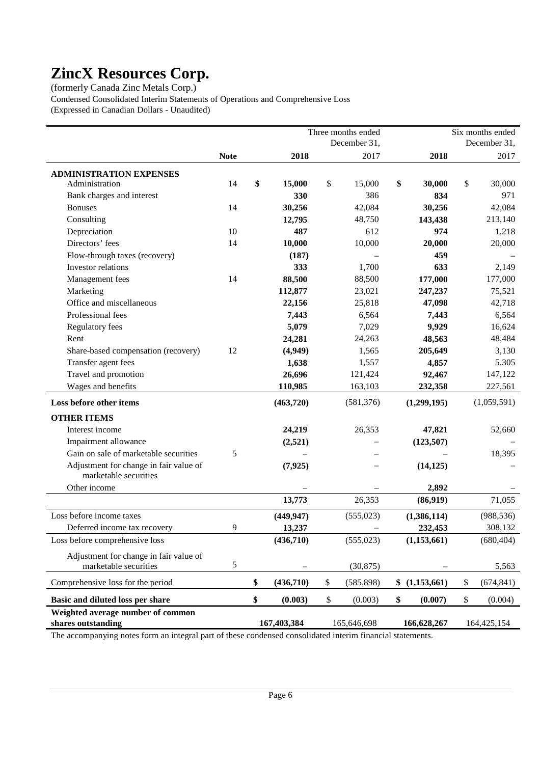# ZincX Resources Corp.

(formerly Canada Zinc Metals Corp.)

Condensed Consolidated Interim Statements of Operations and Comprehensive Loss

(Expressed in Canadian Dollars - Unaudited)

| | Note | Three months ended December 31, 2018 | Three months ended December 31, 2017 | Six months ended December 31, 2018 | Six months ended December 31, 2017 |
|---|---|---|---|---|---|
| **ADMINISTRATION EXPENSES** | | | | | |
| Administration | 14 | **$ 15,000** | $ 15,000 | **$ 30,000** | $ 30,000 |
| Bank charges and interest | | **330** | 386 | **834** | 971 |
| Bonuses | 14 | **30,256** | 42,084 | **30,256** | 42,084 |
| Consulting | | **12,795** | 48,750 | **143,438** | 213,140 |
| Depreciation | 10 | **487** | 612 | **974** | 1,218 |
| Directors' fees | 14 | **10,000** | 10,000 | **20,000** | 20,000 |
| Flow-through taxes (recovery) | | **(187)** | – | **459** | – |
| Investor relations | | **333** | 1,700 | **633** | 2,149 |
| Management fees | 14 | **88,500** | 88,500 | **177,000** | 177,000 |
| Marketing | | **112,877** | 23,021 | **247,237** | 75,521 |
| Office and miscellaneous | | **22,156** | 25,818 | **47,098** | 42,718 |
| Professional fees | | **7,443** | 6,564 | **7,443** | 6,564 |
| Regulatory fees | | **5,079** | 7,029 | **9,929** | 16,624 |
| Rent | | **24,281** | 24,263 | **48,563** | 48,484 |
| Share-based compensation (recovery) | 12 | **(4,949)** | 1,565 | **205,649** | 3,130 |
| Transfer agent fees | | **1,638** | 1,557 | **4,857** | 5,305 |
| Travel and promotion | | **26,696** | 121,424 | **92,467** | 147,122 |
| Wages and benefits | | **110,985** | 163,103 | **232,358** | 227,561 |
| **Loss before other items** | | **(463,720)** | (581,376) | **(1,299,195)** | (1,059,591) |
| **OTHER ITEMS** | | | | | |
| Interest income | | **24,219** | 26,353 | **47,821** | 52,660 |
| Impairment allowance | | **(2,521)** | – | **(123,507)** | – |
| Gain on sale of marketable securities | 5 | – | – | – | 18,395 |
| Adjustment for change in fair value of marketable securities | | **(7,925)** | – | **(14,125)** | – |
| Other income | | – | – | **2,892** | – |
| | | **13,773** | 26,353 | **(86,919)** | 71,055 |
| Loss before income taxes | | **(449,947)** | (555,023) | **(1,386,114)** | (988,536) |
| Deferred income tax recovery | 9 | **13,237** | – | **232,453** | 308,132 |
| Loss before comprehensive loss | | **(436,710)** | (555,023) | **(1,153,661)** | (680,404) |
| Adjustment for change in fair value of marketable securities | 5 | – | (30,875) | – | 5,563 |
| Comprehensive loss for the period | | **$ (436,710)** | $ (585,898) | **$ (1,153,661)** | $ (674,841) |
| **Basic and diluted loss per share** | | **$ (0.003)** | $ (0.003) | **$ (0.007)** | $ (0.004) |
| **Weighted average number of common shares outstanding** | | **167,403,384** | 165,646,698 | **166,628,267** | 164,425,154 |

The accompanying notes form an integral part of these condensed consolidated interim financial statements.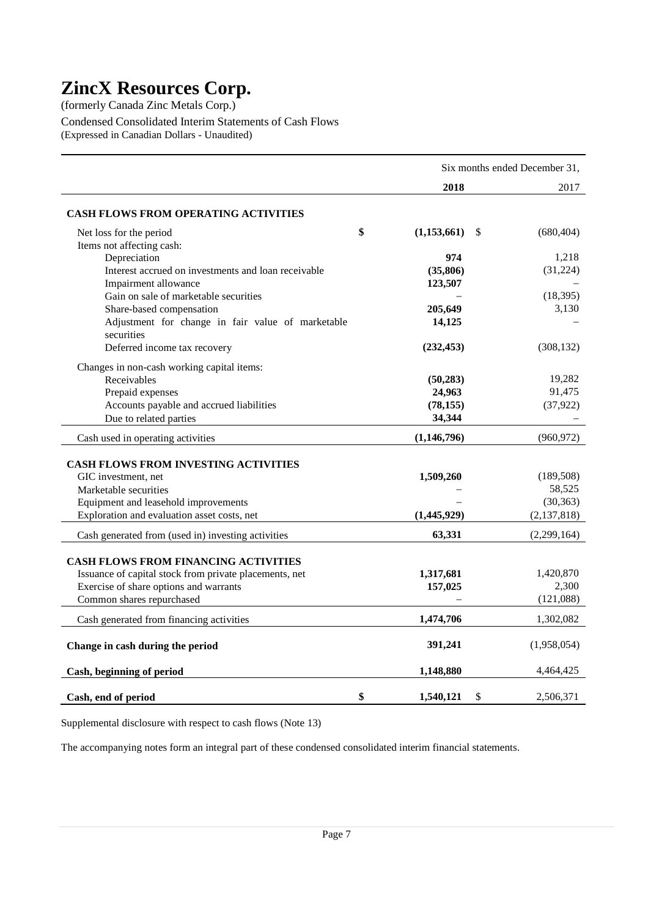# ZincX Resources Corp.

(formerly Canada Zinc Metals Corp.)

Condensed Consolidated Interim Statements of Cash Flows
(Expressed in Canadian Dollars - Unaudited)

| | Six months ended December 31, | |
|---|---|---|
| | **2018** | 2017 |
| **CASH FLOWS FROM OPERATING ACTIVITIES** | | |
| Net loss for the period | **$ (1,153,661)** | $ (680,404) |
| Items not affecting cash: | | |
| Depreciation | **974** | 1,218 |
| Interest accrued on investments and loan receivable | **(35,806)** | (31,224) |
| Impairment allowance | **123,507** | – |
| Gain on sale of marketable securities | **–** | (18,395) |
| Share-based compensation | **205,649** | 3,130 |
| Adjustment for change in fair value of marketable securities | **14,125** | – |
| Deferred income tax recovery | **(232,453)** | (308,132) |
| Changes in non-cash working capital items: | | |
| Receivables | **(50,283)** | 19,282 |
| Prepaid expenses | **24,963** | 91,475 |
| Accounts payable and accrued liabilities | **(78,155)** | (37,922) |
| Due to related parties | **34,344** | – |
| Cash used in operating activities | **(1,146,796)** | (960,972) |
| **CASH FLOWS FROM INVESTING ACTIVITIES** | | |
| GIC investment, net | **1,509,260** | (189,508) |
| Marketable securities | **–** | 58,525 |
| Equipment and leasehold improvements | **–** | (30,363) |
| Exploration and evaluation asset costs, net | **(1,445,929)** | (2,137,818) |
| Cash generated from (used in) investing activities | **63,331** | (2,299,164) |
| **CASH FLOWS FROM FINANCING ACTIVITIES** | | |
| Issuance of capital stock from private placements, net | **1,317,681** | 1,420,870 |
| Exercise of share options and warrants | **157,025** | 2,300 |
| Common shares repurchased | **–** | (121,088) |
| Cash generated from financing activities | **1,474,706** | 1,302,082 |
| **Change in cash during the period** | **391,241** | (1,958,054) |
| **Cash, beginning of period** | **1,148,880** | 4,464,425 |
| **Cash, end of period** | **$ 1,540,121** | $ 2,506,371 |

Supplemental disclosure with respect to cash flows (Note 13)

The accompanying notes form an integral part of these condensed consolidated interim financial statements.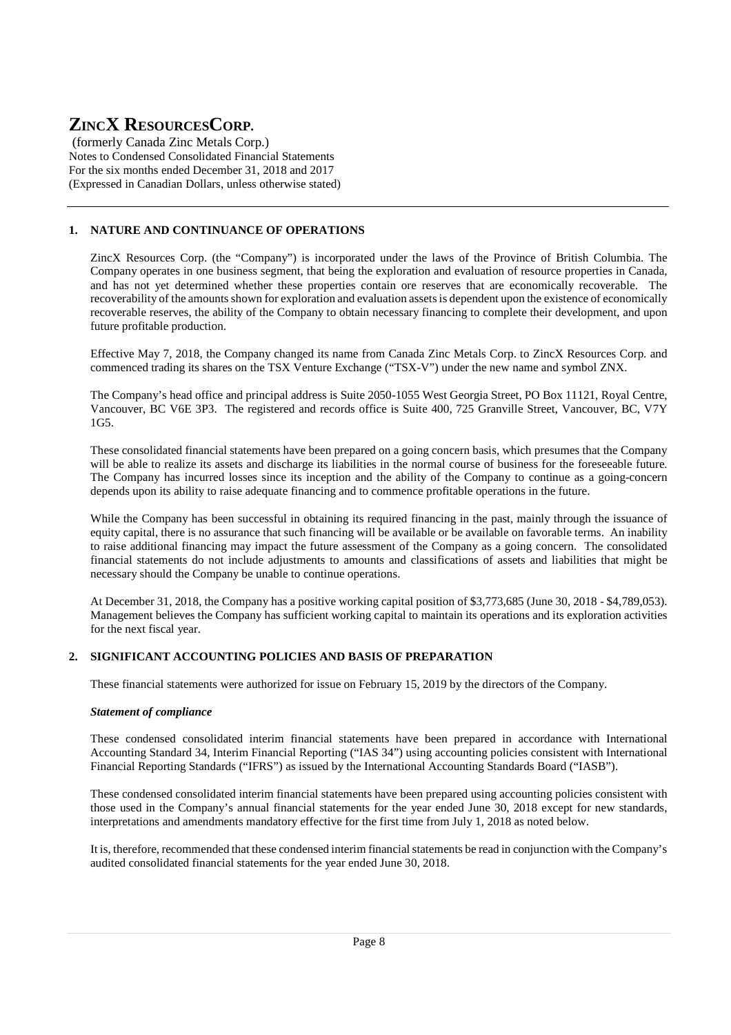## 1. NATURE AND CONTINUANCE OF OPERATIONS

ZincX Resources Corp. (the "Company") is incorporated under the laws of the Province of British Columbia. The Company operates in one business segment, that being the exploration and evaluation of resource properties in Canada, and has not yet determined whether these properties contain ore reserves that are economically recoverable. The recoverability of the amounts shown for exploration and evaluation assets is dependent upon the existence of economically recoverable reserves, the ability of the Company to obtain necessary financing to complete their development, and upon future profitable production.

Effective May 7, 2018, the Company changed its name from Canada Zinc Metals Corp. to ZincX Resources Corp. and commenced trading its shares on the TSX Venture Exchange ("TSX-V") under the new name and symbol ZNX.

The Company's head office and principal address is Suite 2050-1055 West Georgia Street, PO Box 11121, Royal Centre, Vancouver, BC V6E 3P3. The registered and records office is Suite 400, 725 Granville Street, Vancouver, BC, V7Y 1G5.

These consolidated financial statements have been prepared on a going concern basis, which presumes that the Company will be able to realize its assets and discharge its liabilities in the normal course of business for the foreseeable future. The Company has incurred losses since its inception and the ability of the Company to continue as a going-concern depends upon its ability to raise adequate financing and to commence profitable operations in the future.

While the Company has been successful in obtaining its required financing in the past, mainly through the issuance of equity capital, there is no assurance that such financing will be available or be available on favorable terms. An inability to raise additional financing may impact the future assessment of the Company as a going concern. The consolidated financial statements do not include adjustments to amounts and classifications of assets and liabilities that might be necessary should the Company be unable to continue operations.

At December 31, 2018, the Company has a positive working capital position of $3,773,685 (June 30, 2018 - $4,789,053). Management believes the Company has sufficient working capital to maintain its operations and its exploration activities for the next fiscal year.

## 2. SIGNIFICANT ACCOUNTING POLICIES AND BASIS OF PREPARATION

These financial statements were authorized for issue on February 15, 2019 by the directors of the Company.

***Statement of compliance***

These condensed consolidated interim financial statements have been prepared in accordance with International Accounting Standard 34, Interim Financial Reporting ("IAS 34") using accounting policies consistent with International Financial Reporting Standards ("IFRS") as issued by the International Accounting Standards Board ("IASB").

These condensed consolidated interim financial statements have been prepared using accounting policies consistent with those used in the Company's annual financial statements for the year ended June 30, 2018 except for new standards, interpretations and amendments mandatory effective for the first time from July 1, 2018 as noted below.

It is, therefore, recommended that these condensed interim financial statements be read in conjunction with the Company's audited consolidated financial statements for the year ended June 30, 2018.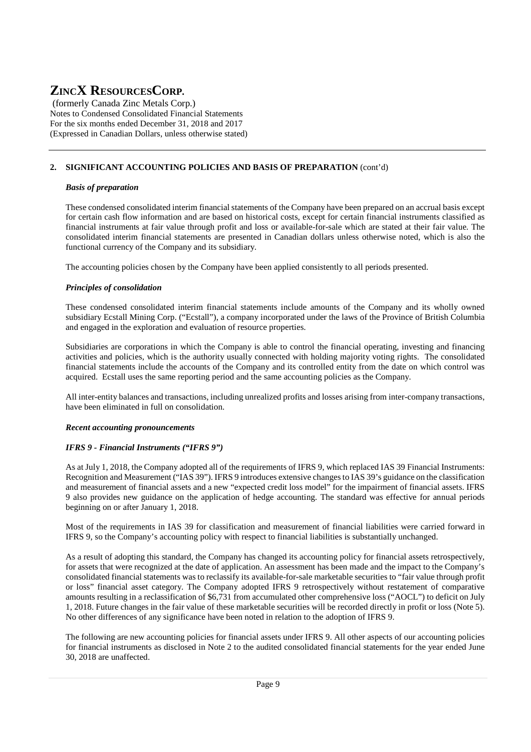## 2. SIGNIFICANT ACCOUNTING POLICIES AND BASIS OF PREPARATION (cont'd)

### *Basis of preparation*

These condensed consolidated interim financial statements of the Company have been prepared on an accrual basis except for certain cash flow information and are based on historical costs, except for certain financial instruments classified as financial instruments at fair value through profit and loss or available-for-sale which are stated at their fair value. The consolidated interim financial statements are presented in Canadian dollars unless otherwise noted, which is also the functional currency of the Company and its subsidiary.

The accounting policies chosen by the Company have been applied consistently to all periods presented.

### *Principles of consolidation*

These condensed consolidated interim financial statements include amounts of the Company and its wholly owned subsidiary Ecstall Mining Corp. ("Ecstall"), a company incorporated under the laws of the Province of British Columbia and engaged in the exploration and evaluation of resource properties.

Subsidiaries are corporations in which the Company is able to control the financial operating, investing and financing activities and policies, which is the authority usually connected with holding majority voting rights. The consolidated financial statements include the accounts of the Company and its controlled entity from the date on which control was acquired. Ecstall uses the same reporting period and the same accounting policies as the Company.

All inter-entity balances and transactions, including unrealized profits and losses arising from inter-company transactions, have been eliminated in full on consolidation.

### *Recent accounting pronouncements*

### *IFRS 9 - Financial Instruments ("IFRS 9")*

As at July 1, 2018, the Company adopted all of the requirements of IFRS 9, which replaced IAS 39 Financial Instruments: Recognition and Measurement ("IAS 39"). IFRS 9 introduces extensive changes to IAS 39's guidance on the classification and measurement of financial assets and a new "expected credit loss model" for the impairment of financial assets. IFRS 9 also provides new guidance on the application of hedge accounting. The standard was effective for annual periods beginning on or after January 1, 2018.

Most of the requirements in IAS 39 for classification and measurement of financial liabilities were carried forward in IFRS 9, so the Company's accounting policy with respect to financial liabilities is substantially unchanged.

As a result of adopting this standard, the Company has changed its accounting policy for financial assets retrospectively, for assets that were recognized at the date of application. An assessment has been made and the impact to the Company's consolidated financial statements was to reclassify its available-for-sale marketable securities to "fair value through profit or loss" financial asset category. The Company adopted IFRS 9 retrospectively without restatement of comparative amounts resulting in a reclassification of $6,731 from accumulated other comprehensive loss ("AOCL") to deficit on July 1, 2018. Future changes in the fair value of these marketable securities will be recorded directly in profit or loss (Note 5). No other differences of any significance have been noted in relation to the adoption of IFRS 9.

The following are new accounting policies for financial assets under IFRS 9. All other aspects of our accounting policies for financial instruments as disclosed in Note 2 to the audited consolidated financial statements for the year ended June 30, 2018 are unaffected.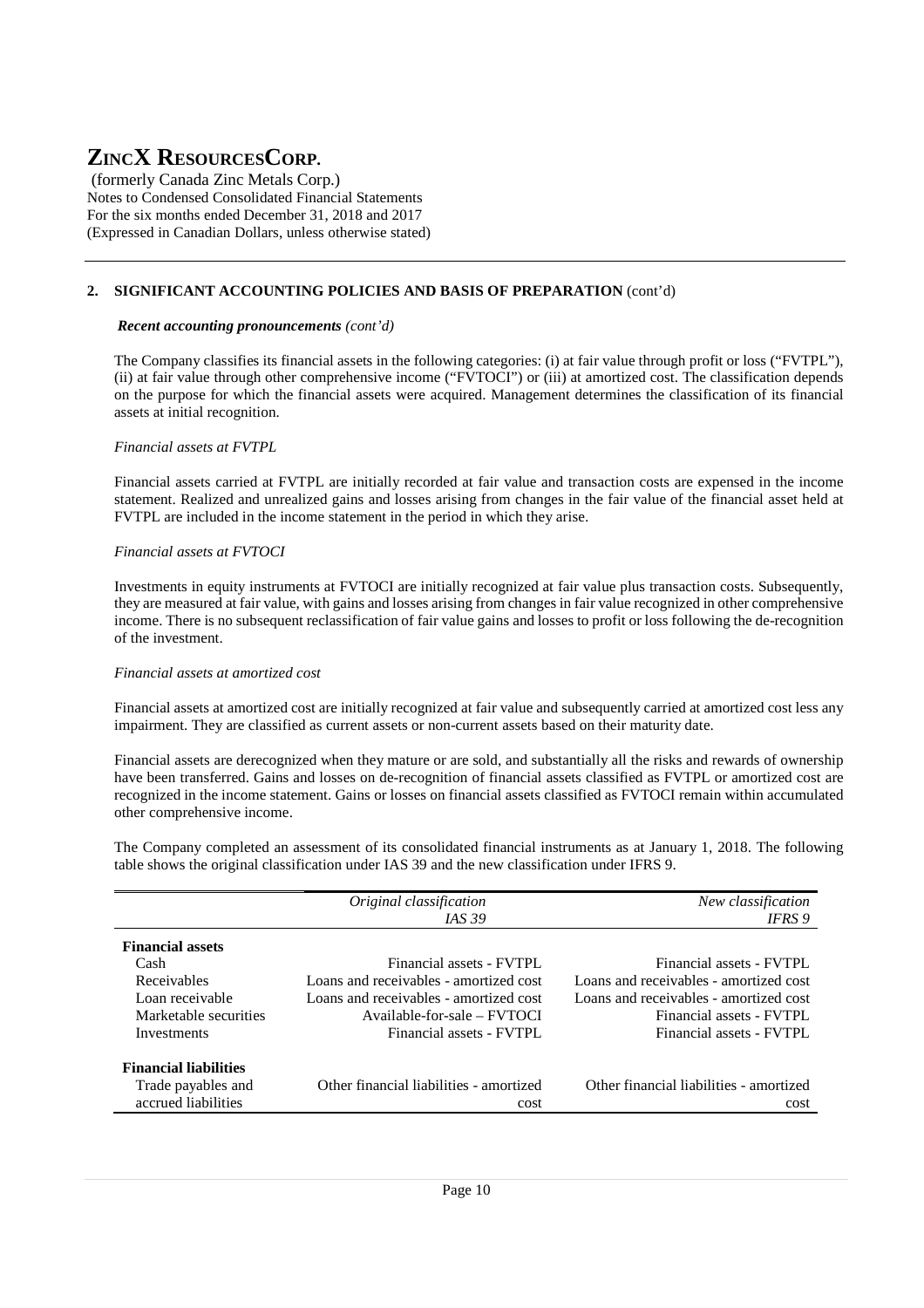# ZINCX RESOURCESCORP.

(formerly Canada Zinc Metals Corp.)
Notes to Condensed Consolidated Financial Statements
For the six months ended December 31, 2018 and 2017
(Expressed in Canadian Dollars, unless otherwise stated)

## 2. SIGNIFICANT ACCOUNTING POLICIES AND BASIS OF PREPARATION (cont'd)

***Recent accounting pronouncements** (cont'd)*

The Company classifies its financial assets in the following categories: (i) at fair value through profit or loss ("FVTPL"), (ii) at fair value through other comprehensive income ("FVTOCI") or (iii) at amortized cost. The classification depends on the purpose for which the financial assets were acquired. Management determines the classification of its financial assets at initial recognition.

*Financial assets at FVTPL*

Financial assets carried at FVTPL are initially recorded at fair value and transaction costs are expensed in the income statement. Realized and unrealized gains and losses arising from changes in the fair value of the financial asset held at FVTPL are included in the income statement in the period in which they arise.

*Financial assets at FVTOCI*

Investments in equity instruments at FVTOCI are initially recognized at fair value plus transaction costs. Subsequently, they are measured at fair value, with gains and losses arising from changes in fair value recognized in other comprehensive income. There is no subsequent reclassification of fair value gains and losses to profit or loss following the de-recognition of the investment.

*Financial assets at amortized cost*

Financial assets at amortized cost are initially recognized at fair value and subsequently carried at amortized cost less any impairment. They are classified as current assets or non-current assets based on their maturity date.

Financial assets are derecognized when they mature or are sold, and substantially all the risks and rewards of ownership have been transferred. Gains and losses on de-recognition of financial assets classified as FVTPL or amortized cost are recognized in the income statement. Gains or losses on financial assets classified as FVTOCI remain within accumulated other comprehensive income.

The Company completed an assessment of its consolidated financial instruments as at January 1, 2018. The following table shows the original classification under IAS 39 and the new classification under IFRS 9.

| | *Original classification IAS 39* | *New classification IFRS 9* |
|---|---|---|
| **Financial assets** | | |
| Cash | Financial assets - FVTPL | Financial assets - FVTPL |
| Receivables | Loans and receivables - amortized cost | Loans and receivables - amortized cost |
| Loan receivable | Loans and receivables - amortized cost | Loans and receivables - amortized cost |
| Marketable securities | Available-for-sale – FVTOCI | Financial assets - FVTPL |
| Investments | Financial assets - FVTPL | Financial assets - FVTPL |
| **Financial liabilities** | | |
| Trade payables and accrued liabilities | Other financial liabilities - amortized cost | Other financial liabilities - amortized cost |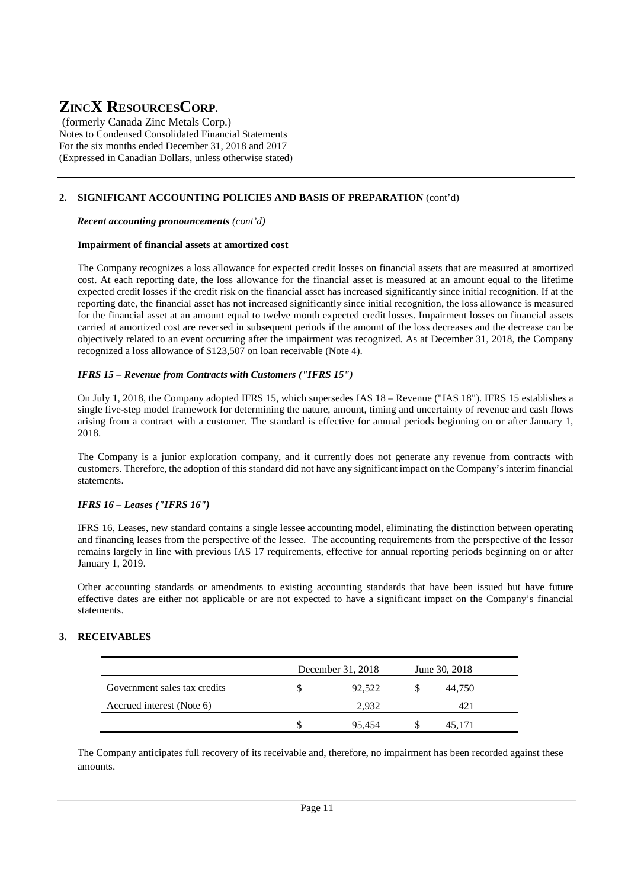## 2. SIGNIFICANT ACCOUNTING POLICIES AND BASIS OF PREPARATION (cont'd)

***Recent accounting pronouncements*** *(cont'd)*

**Impairment of financial assets at amortized cost**

The Company recognizes a loss allowance for expected credit losses on financial assets that are measured at amortized cost. At each reporting date, the loss allowance for the financial asset is measured at an amount equal to the lifetime expected credit losses if the credit risk on the financial asset has increased significantly since initial recognition. If at the reporting date, the financial asset has not increased significantly since initial recognition, the loss allowance is measured for the financial asset at an amount equal to twelve month expected credit losses. Impairment losses on financial assets carried at amortized cost are reversed in subsequent periods if the amount of the loss decreases and the decrease can be objectively related to an event occurring after the impairment was recognized. As at December 31, 2018, the Company recognized a loss allowance of $123,507 on loan receivable (Note 4).

***IFRS 15 – Revenue from Contracts with Customers ("IFRS 15")***

On July 1, 2018, the Company adopted IFRS 15, which supersedes IAS 18 – Revenue ("IAS 18"). IFRS 15 establishes a single five-step model framework for determining the nature, amount, timing and uncertainty of revenue and cash flows arising from a contract with a customer. The standard is effective for annual periods beginning on or after January 1, 2018.

The Company is a junior exploration company, and it currently does not generate any revenue from contracts with customers. Therefore, the adoption of this standard did not have any significant impact on the Company's interim financial statements.

***IFRS 16 – Leases ("IFRS 16")***

IFRS 16, Leases, new standard contains a single lessee accounting model, eliminating the distinction between operating and financing leases from the perspective of the lessee. The accounting requirements from the perspective of the lessor remains largely in line with previous IAS 17 requirements, effective for annual reporting periods beginning on or after January 1, 2019.

Other accounting standards or amendments to existing accounting standards that have been issued but have future effective dates are either not applicable or are not expected to have a significant impact on the Company's financial statements.

## 3. RECEIVABLES

| | December 31, 2018 | June 30, 2018 |
|---|---|---|
| Government sales tax credits | $ 92,522 | $ 44,750 |
| Accrued interest (Note 6) | 2,932 | 421 |
| | $ 95,454 | $ 45,171 |

The Company anticipates full recovery of its receivable and, therefore, no impairment has been recorded against these amounts.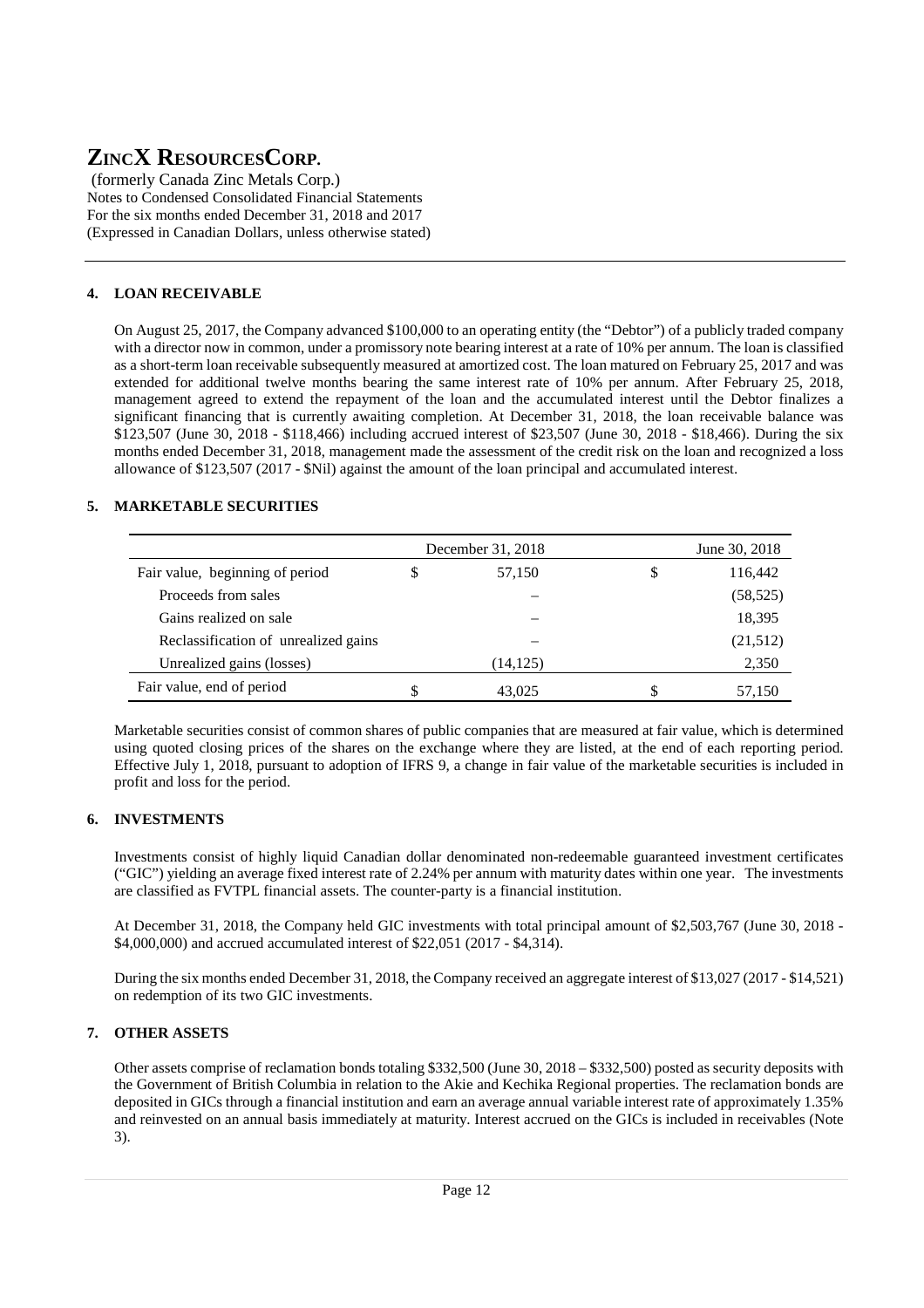# ZINCX RESOURCESCORP.

(formerly Canada Zinc Metals Corp.)
Notes to Condensed Consolidated Financial Statements
For the six months ended December 31, 2018 and 2017
(Expressed in Canadian Dollars, unless otherwise stated)

## 4. LOAN RECEIVABLE

On August 25, 2017, the Company advanced $100,000 to an operating entity (the "Debtor") of a publicly traded company with a director now in common, under a promissory note bearing interest at a rate of 10% per annum. The loan is classified as a short-term loan receivable subsequently measured at amortized cost. The loan matured on February 25, 2017 and was extended for additional twelve months bearing the same interest rate of 10% per annum. After February 25, 2018, management agreed to extend the repayment of the loan and the accumulated interest until the Debtor finalizes a significant financing that is currently awaiting completion. At December 31, 2018, the loan receivable balance was $123,507 (June 30, 2018 - $118,466) including accrued interest of $23,507 (June 30, 2018 - $18,466). During the six months ended December 31, 2018, management made the assessment of the credit risk on the loan and recognized a loss allowance of $123,507 (2017 - $Nil) against the amount of the loan principal and accumulated interest.

## 5. MARKETABLE SECURITIES

| | December 31, 2018 | June 30, 2018 |
|---|---|---|
| Fair value, beginning of period | $ 57,150 | $ 116,442 |
| Proceeds from sales | – | (58,525) |
| Gains realized on sale | – | 18,395 |
| Reclassification of unrealized gains | – | (21,512) |
| Unrealized gains (losses) | (14,125) | 2,350 |
| Fair value, end of period | $ 43,025 | $ 57,150 |

Marketable securities consist of common shares of public companies that are measured at fair value, which is determined using quoted closing prices of the shares on the exchange where they are listed, at the end of each reporting period. Effective July 1, 2018, pursuant to adoption of IFRS 9, a change in fair value of the marketable securities is included in profit and loss for the period.

## 6. INVESTMENTS

Investments consist of highly liquid Canadian dollar denominated non-redeemable guaranteed investment certificates ("GIC") yielding an average fixed interest rate of 2.24% per annum with maturity dates within one year. The investments are classified as FVTPL financial assets. The counter-party is a financial institution.

At December 31, 2018, the Company held GIC investments with total principal amount of $2,503,767 (June 30, 2018 - $4,000,000) and accrued accumulated interest of $22,051 (2017 - $4,314).

During the six months ended December 31, 2018, the Company received an aggregate interest of $13,027 (2017 - $14,521) on redemption of its two GIC investments.

## 7. OTHER ASSETS

Other assets comprise of reclamation bonds totaling $332,500 (June 30, 2018 – $332,500) posted as security deposits with the Government of British Columbia in relation to the Akie and Kechika Regional properties. The reclamation bonds are deposited in GICs through a financial institution and earn an average annual variable interest rate of approximately 1.35% and reinvested on an annual basis immediately at maturity. Interest accrued on the GICs is included in receivables (Note 3).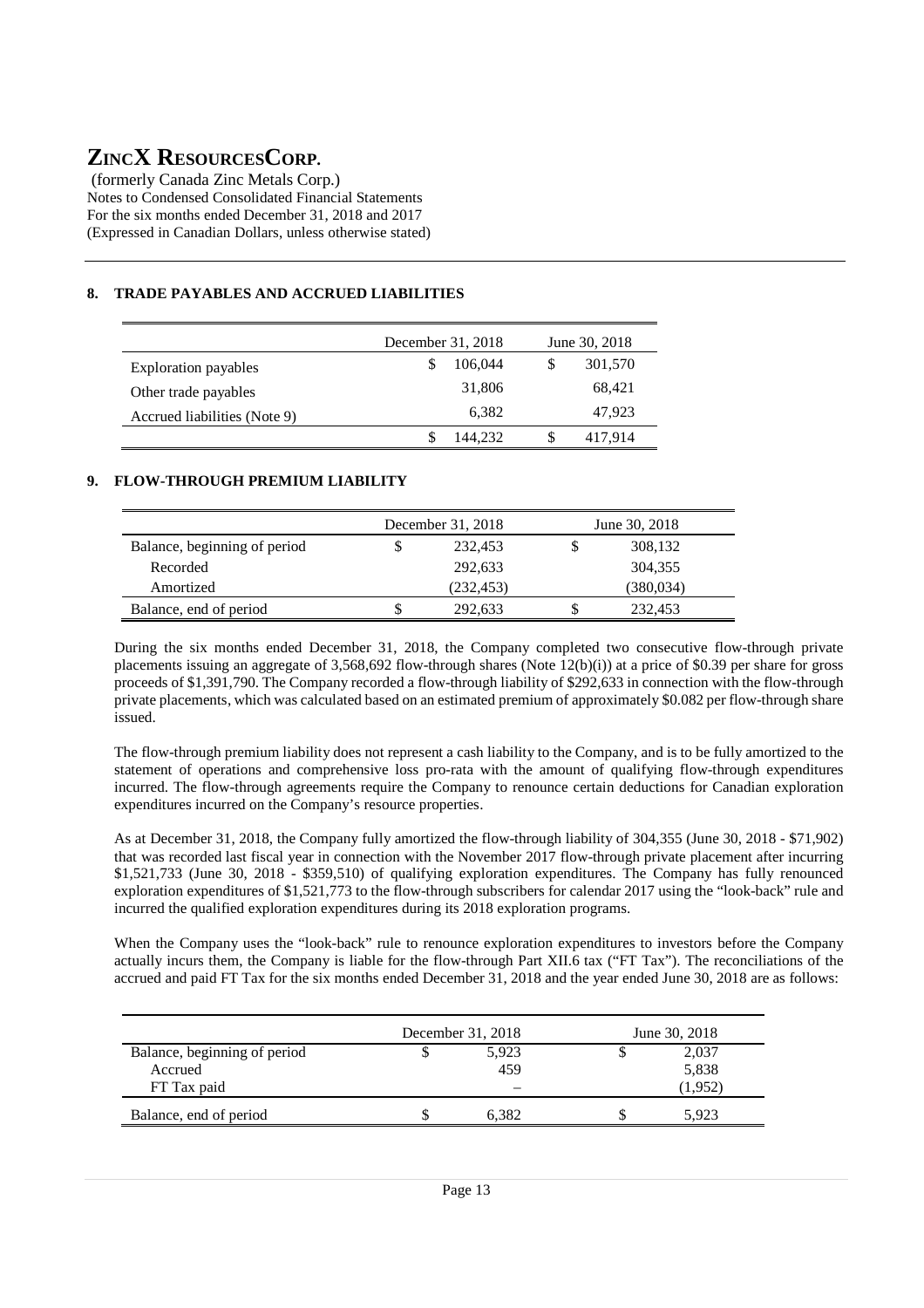## 8. TRADE PAYABLES AND ACCRUED LIABILITIES

| | December 31, 2018 | June 30, 2018 |
|---|---|---|
| Exploration payables | $ 106,044 | $ 301,570 |
| Other trade payables | 31,806 | 68,421 |
| Accrued liabilities (Note 9) | 6,382 | 47,923 |
| | $ 144,232 | $ 417,914 |

## 9. FLOW-THROUGH PREMIUM LIABILITY

| | December 31, 2018 | June 30, 2018 |
|---|---|---|
| Balance, beginning of period | $ 232,453 | $ 308,132 |
| Recorded | 292,633 | 304,355 |
| Amortized | (232,453) | (380,034) |
| Balance, end of period | $ 292,633 | $ 232,453 |

During the six months ended December 31, 2018, the Company completed two consecutive flow-through private placements issuing an aggregate of 3,568,692 flow-through shares (Note 12(b)(i)) at a price of $0.39 per share for gross proceeds of $1,391,790. The Company recorded a flow-through liability of $292,633 in connection with the flow-through private placements, which was calculated based on an estimated premium of approximately $0.082 per flow-through share issued.

The flow-through premium liability does not represent a cash liability to the Company, and is to be fully amortized to the statement of operations and comprehensive loss pro-rata with the amount of qualifying flow-through expenditures incurred. The flow-through agreements require the Company to renounce certain deductions for Canadian exploration expenditures incurred on the Company's resource properties.

As at December 31, 2018, the Company fully amortized the flow-through liability of 304,355 (June 30, 2018 - $71,902) that was recorded last fiscal year in connection with the November 2017 flow-through private placement after incurring $1,521,733 (June 30, 2018 - $359,510) of qualifying exploration expenditures. The Company has fully renounced exploration expenditures of $1,521,773 to the flow-through subscribers for calendar 2017 using the "look-back" rule and incurred the qualified exploration expenditures during its 2018 exploration programs.

When the Company uses the "look-back" rule to renounce exploration expenditures to investors before the Company actually incurs them, the Company is liable for the flow-through Part XII.6 tax ("FT Tax"). The reconciliations of the accrued and paid FT Tax for the six months ended December 31, 2018 and the year ended June 30, 2018 are as follows:

| | December 31, 2018 | June 30, 2018 |
|---|---|---|
| Balance, beginning of period | $ 5,923 | $ 2,037 |
| Accrued | 459 | 5,838 |
| FT Tax paid | – | (1,952) |
| Balance, end of period | $ 6,382 | $ 5,923 |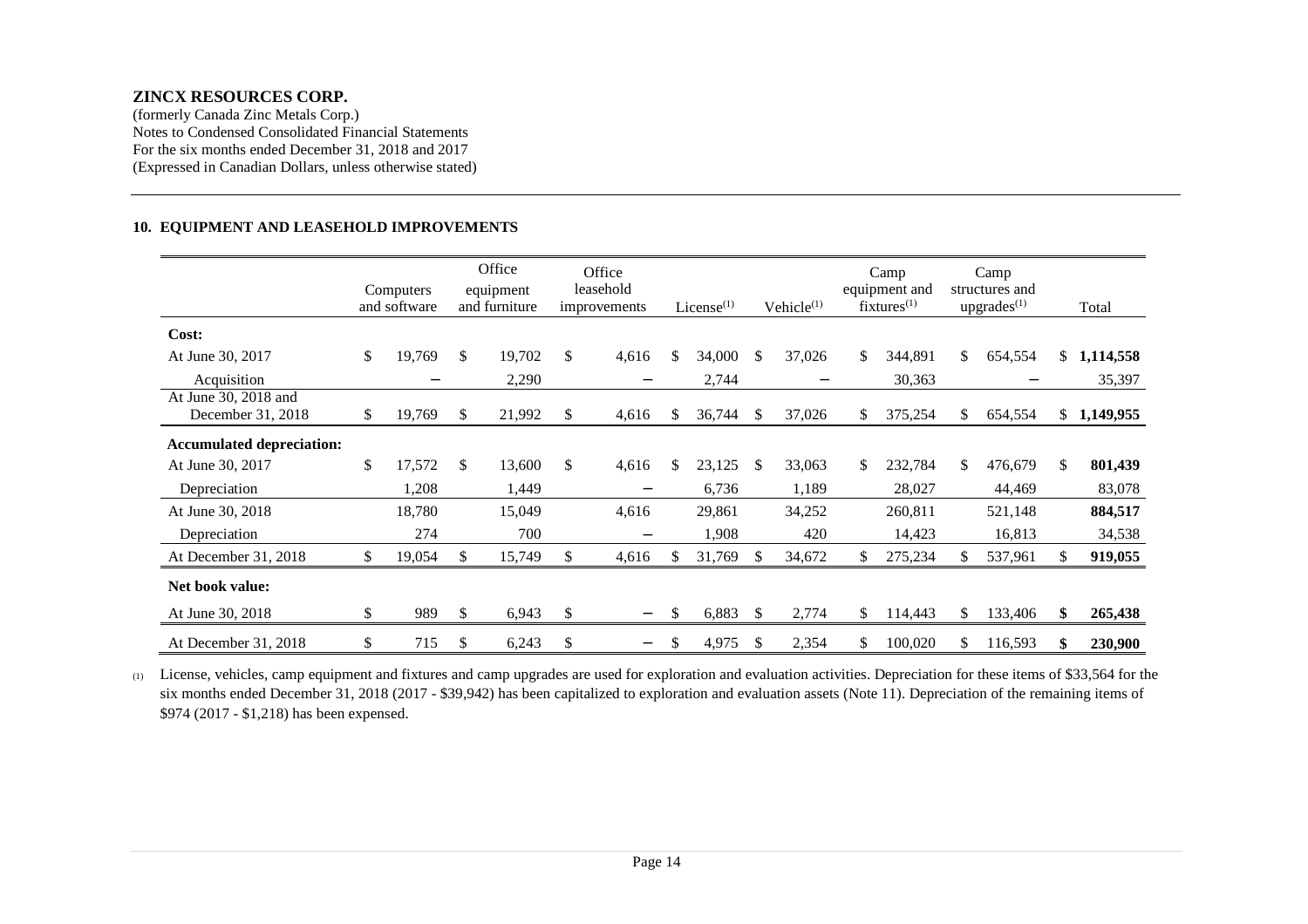**ZINCX RESOURCES CORP.**
(formerly Canada Zinc Metals Corp.)
Notes to Condensed Consolidated Financial Statements
For the six months ended December 31, 2018 and 2017
(Expressed in Canadian Dollars, unless otherwise stated)

## 10. EQUIPMENT AND LEASEHOLD IMPROVEMENTS

| | Computers and software | Office equipment and furniture | Office leasehold improvements | License[(1)] | Vehicle[(1)] | Camp equipment and fixtures[(1)] | Camp structures and upgrades[(1)] | Total |
|---|---|---|---|---|---|---|---|---|
| **Cost:** | | | | | | | | |
| At June 30, 2017 | $ 19,769 | $ 19,702 | $ 4,616 | $ 34,000 | $ 37,026 | $ 344,891 | $ 654,554 | $ **1,114,558** |
| Acquisition | – | 2,290 | – | 2,744 | – | 30,363 | – | 35,397 |
| At June 30, 2018 and December 31, 2018 | $ 19,769 | $ 21,992 | $ 4,616 | $ 36,744 | $ 37,026 | $ 375,254 | $ 654,554 | $ **1,149,955** |
| **Accumulated depreciation:** | | | | | | | | |
| At June 30, 2017 | $ 17,572 | $ 13,600 | $ 4,616 | $ 23,125 | $ 33,063 | $ 232,784 | $ 476,679 | $ **801,439** |
| Depreciation | 1,208 | 1,449 | – | 6,736 | 1,189 | 28,027 | 44,469 | 83,078 |
| At June 30, 2018 | 18,780 | 15,049 | 4,616 | 29,861 | 34,252 | 260,811 | 521,148 | **884,517** |
| Depreciation | 274 | 700 | – | 1,908 | 420 | 14,423 | 16,813 | 34,538 |
| At December 31, 2018 | $ 19,054 | $ 15,749 | $ 4,616 | $ 31,769 | $ 34,672 | $ 275,234 | $ 537,961 | $ **919,055** |
| **Net book value:** | | | | | | | | |
| At June 30, 2018 | $ 989 | $ 6,943 | $ – | $ 6,883 | $ 2,774 | $ 114,443 | $ 133,406 | **$ 265,438** |
| At December 31, 2018 | $ 715 | $ 6,243 | $ – | $ 4,975 | $ 2,354 | $ 100,020 | $ 116,593 | **$ 230,900** |

(1) License, vehicles, camp equipment and fixtures and camp upgrades are used for exploration and evaluation activities. Depreciation for these items of $33,564 for the six months ended December 31, 2018 (2017 - $39,942) has been capitalized to exploration and evaluation assets (Note 11). Depreciation of the remaining items of $974 (2017 - $1,218) has been expensed.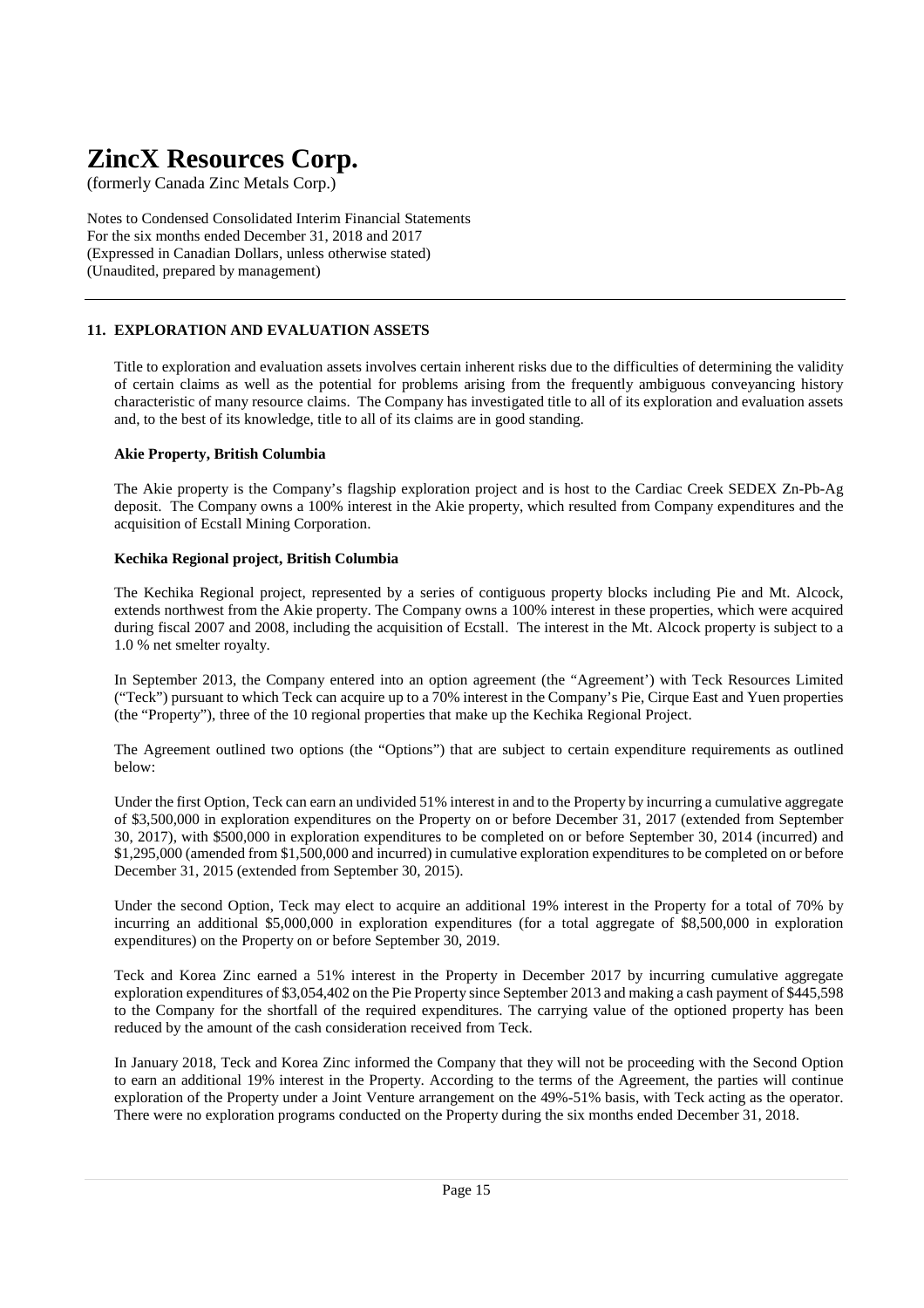# ZincX Resources Corp.

(formerly Canada Zinc Metals Corp.)

Notes to Condensed Consolidated Interim Financial Statements
For the six months ended December 31, 2018 and 2017
(Expressed in Canadian Dollars, unless otherwise stated)
(Unaudited, prepared by management)

## 11. EXPLORATION AND EVALUATION ASSETS

Title to exploration and evaluation assets involves certain inherent risks due to the difficulties of determining the validity of certain claims as well as the potential for problems arising from the frequently ambiguous conveyancing history characteristic of many resource claims. The Company has investigated title to all of its exploration and evaluation assets and, to the best of its knowledge, title to all of its claims are in good standing.

### Akie Property, British Columbia

The Akie property is the Company's flagship exploration project and is host to the Cardiac Creek SEDEX Zn-Pb-Ag deposit. The Company owns a 100% interest in the Akie property, which resulted from Company expenditures and the acquisition of Ecstall Mining Corporation.

### Kechika Regional project, British Columbia

The Kechika Regional project, represented by a series of contiguous property blocks including Pie and Mt. Alcock, extends northwest from the Akie property. The Company owns a 100% interest in these properties, which were acquired during fiscal 2007 and 2008, including the acquisition of Ecstall. The interest in the Mt. Alcock property is subject to a 1.0 % net smelter royalty.

In September 2013, the Company entered into an option agreement (the "Agreement') with Teck Resources Limited ("Teck") pursuant to which Teck can acquire up to a 70% interest in the Company's Pie, Cirque East and Yuen properties (the "Property"), three of the 10 regional properties that make up the Kechika Regional Project.

The Agreement outlined two options (the "Options") that are subject to certain expenditure requirements as outlined below:

Under the first Option, Teck can earn an undivided 51% interest in and to the Property by incurring a cumulative aggregate of $3,500,000 in exploration expenditures on the Property on or before December 31, 2017 (extended from September 30, 2017), with $500,000 in exploration expenditures to be completed on or before September 30, 2014 (incurred) and $1,295,000 (amended from $1,500,000 and incurred) in cumulative exploration expenditures to be completed on or before December 31, 2015 (extended from September 30, 2015).

Under the second Option, Teck may elect to acquire an additional 19% interest in the Property for a total of 70% by incurring an additional $5,000,000 in exploration expenditures (for a total aggregate of $8,500,000 in exploration expenditures) on the Property on or before September 30, 2019.

Teck and Korea Zinc earned a 51% interest in the Property in December 2017 by incurring cumulative aggregate exploration expenditures of $3,054,402 on the Pie Property since September 2013 and making a cash payment of $445,598 to the Company for the shortfall of the required expenditures. The carrying value of the optioned property has been reduced by the amount of the cash consideration received from Teck.

In January 2018, Teck and Korea Zinc informed the Company that they will not be proceeding with the Second Option to earn an additional 19% interest in the Property. According to the terms of the Agreement, the parties will continue exploration of the Property under a Joint Venture arrangement on the 49%-51% basis, with Teck acting as the operator. There were no exploration programs conducted on the Property during the six months ended December 31, 2018.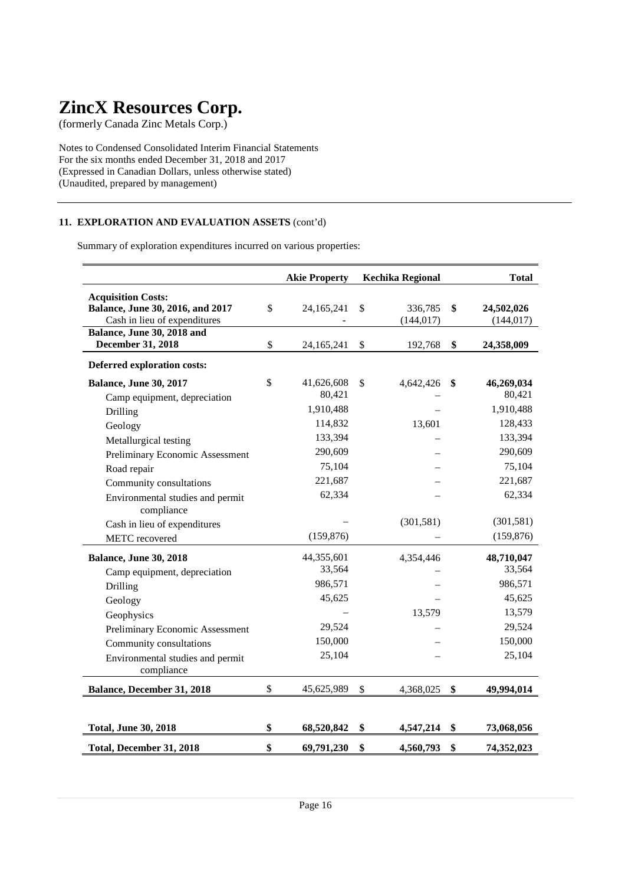# ZincX Resources Corp.

(formerly Canada Zinc Metals Corp.)

Notes to Condensed Consolidated Interim Financial Statements
For the six months ended December 31, 2018 and 2017
(Expressed in Canadian Dollars, unless otherwise stated)
(Unaudited, prepared by management)

## 11. EXPLORATION AND EVALUATION ASSETS (cont'd)

Summary of exploration expenditures incurred on various properties:

| | Akie Property | Kechika Regional | Total |
|---|---|---|---|
| **Acquisition Costs:** | | | |
| **Balance, June 30, 2016, and 2017** | $ 24,165,241 | $ 336,785 | **$ 24,502,026** |
| Cash in lieu of expenditures | - | (144,017) | (144,017) |
| **Balance, June 30, 2018 and December 31, 2018** | $ 24,165,241 | $ 192,768 | **$ 24,358,009** |
| **Deferred exploration costs:** | | | |
| **Balance, June 30, 2017** | $ 41,626,608 | $ 4,642,426 | **$ 46,269,034** |
| Camp equipment, depreciation | 80,421 | – | 80,421 |
| Drilling | 1,910,488 | – | 1,910,488 |
| Geology | 114,832 | 13,601 | 128,433 |
| Metallurgical testing | 133,394 | – | 133,394 |
| Preliminary Economic Assessment | 290,609 | – | 290,609 |
| Road repair | 75,104 | – | 75,104 |
| Community consultations | 221,687 | – | 221,687 |
| Environmental studies and permit compliance | 62,334 | – | 62,334 |
| Cash in lieu of expenditures | – | (301,581) | (301,581) |
| METC recovered | (159,876) | – | (159,876) |
| **Balance, June 30, 2018** | 44,355,601 | 4,354,446 | **48,710,047** |
| Camp equipment, depreciation | 33,564 | – | 33,564 |
| Drilling | 986,571 | – | 986,571 |
| Geology | 45,625 | – | 45,625 |
| Geophysics | – | 13,579 | 13,579 |
| Preliminary Economic Assessment | 29,524 | – | 29,524 |
| Community consultations | 150,000 | – | 150,000 |
| Environmental studies and permit compliance | 25,104 | – | 25,104 |
| **Balance, December 31, 2018** | $ 45,625,989 | $ 4,368,025 | **$ 49,994,014** |
| | | | |
| **Total, June 30, 2018** | **$ 68,520,842** | **$ 4,547,214** | **$ 73,068,056** |
| **Total, December 31, 2018** | **$ 69,791,230** | **$ 4,560,793** | **$ 74,352,023** |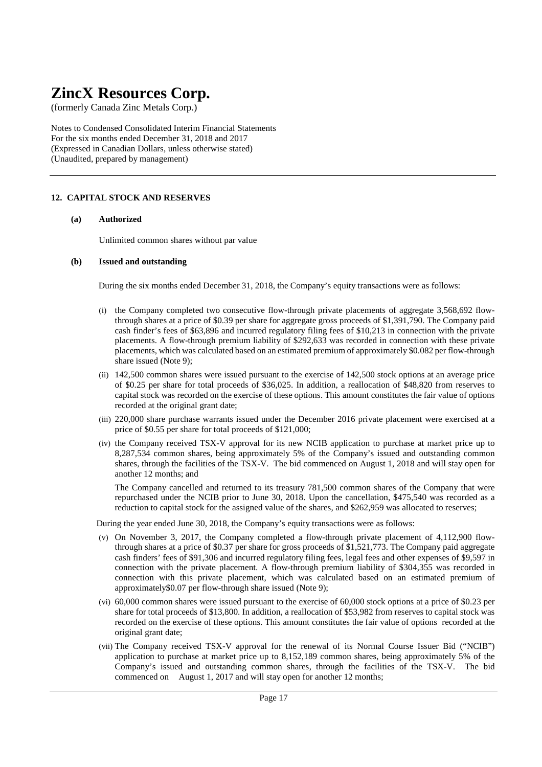## 12. CAPITAL STOCK AND RESERVES

### (a) Authorized

Unlimited common shares without par value

### (b) Issued and outstanding

During the six months ended December 31, 2018, the Company's equity transactions were as follows:

(i) the Company completed two consecutive flow-through private placements of aggregate 3,568,692 flow-through shares at a price of $0.39 per share for aggregate gross proceeds of $1,391,790. The Company paid cash finder's fees of $63,896 and incurred regulatory filing fees of $10,213 in connection with the private placements. A flow-through premium liability of $292,633 was recorded in connection with these private placements, which was calculated based on an estimated premium of approximately $0.082 per flow-through share issued (Note 9);

(ii) 142,500 common shares were issued pursuant to the exercise of 142,500 stock options at an average price of $0.25 per share for total proceeds of $36,025. In addition, a reallocation of $48,820 from reserves to capital stock was recorded on the exercise of these options. This amount constitutes the fair value of options recorded at the original grant date;

(iii) 220,000 share purchase warrants issued under the December 2016 private placement were exercised at a price of $0.55 per share for total proceeds of $121,000;

(iv) the Company received TSX-V approval for its new NCIB application to purchase at market price up to 8,287,534 common shares, being approximately 5% of the Company's issued and outstanding common shares, through the facilities of the TSX-V. The bid commenced on August 1, 2018 and will stay open for another 12 months; and

The Company cancelled and returned to its treasury 781,500 common shares of the Company that were repurchased under the NCIB prior to June 30, 2018. Upon the cancellation, $475,540 was recorded as a reduction to capital stock for the assigned value of the shares, and $262,959 was allocated to reserves;

During the year ended June 30, 2018, the Company's equity transactions were as follows:

(v) On November 3, 2017, the Company completed a flow-through private placement of 4,112,900 flow-through shares at a price of $0.37 per share for gross proceeds of $1,521,773. The Company paid aggregate cash finders' fees of $91,306 and incurred regulatory filing fees, legal fees and other expenses of $9,597 in connection with the private placement. A flow-through premium liability of $304,355 was recorded in connection with this private placement, which was calculated based on an estimated premium of approximately$0.07 per flow-through share issued (Note 9);

(vi) 60,000 common shares were issued pursuant to the exercise of 60,000 stock options at a price of $0.23 per share for total proceeds of $13,800. In addition, a reallocation of $53,982 from reserves to capital stock was recorded on the exercise of these options. This amount constitutes the fair value of options recorded at the original grant date;

(vii) The Company received TSX-V approval for the renewal of its Normal Course Issuer Bid ("NCIB") application to purchase at market price up to 8,152,189 common shares, being approximately 5% of the Company's issued and outstanding common shares, through the facilities of the TSX-V. The bid commenced on August 1, 2017 and will stay open for another 12 months;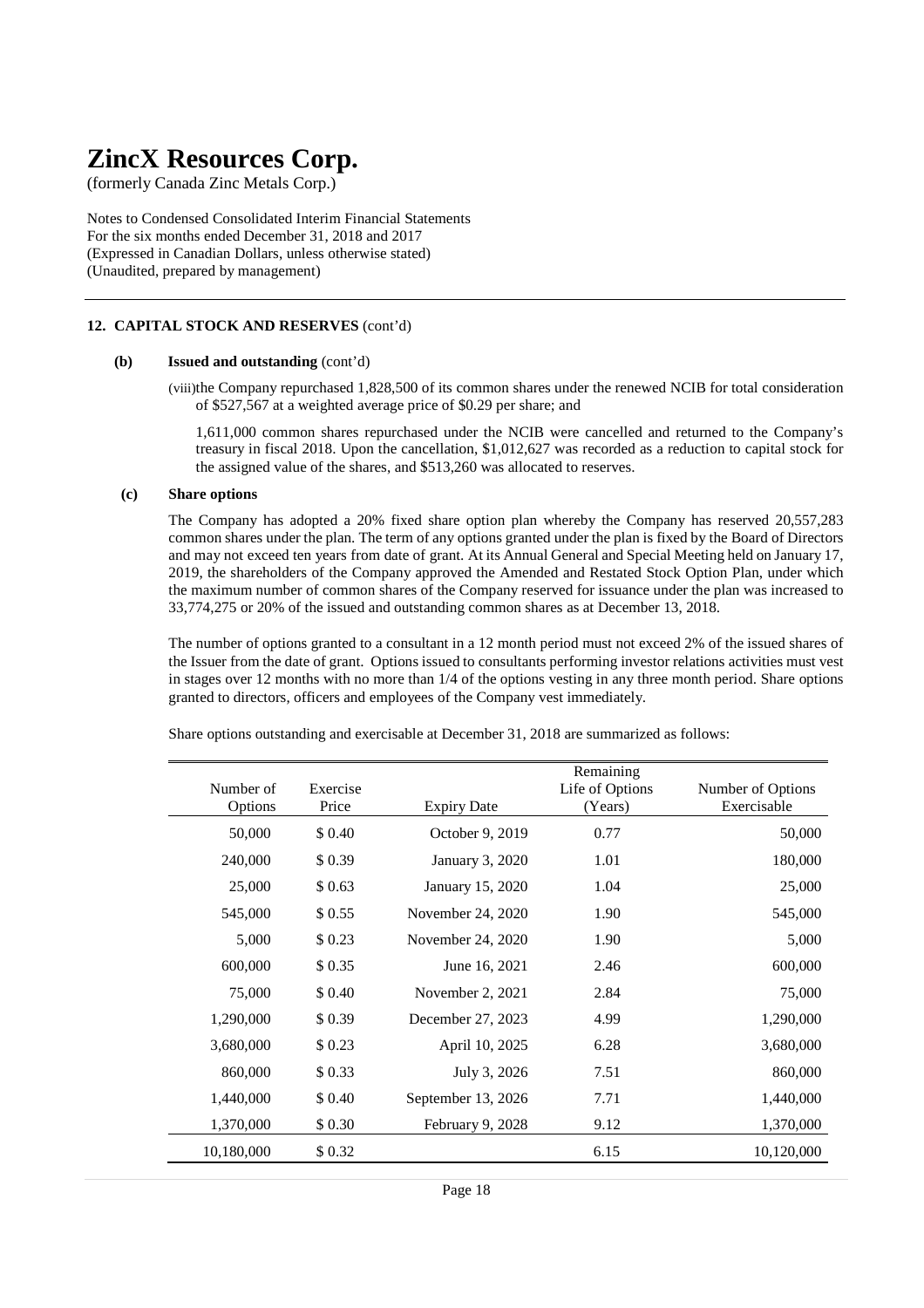# ZincX Resources Corp.

(formerly Canada Zinc Metals Corp.)

Notes to Condensed Consolidated Interim Financial Statements
For the six months ended December 31, 2018 and 2017
(Expressed in Canadian Dollars, unless otherwise stated)
(Unaudited, prepared by management)

## 12. CAPITAL STOCK AND RESERVES (cont'd)

### (b) Issued and outstanding (cont'd)

(viii) the Company repurchased 1,828,500 of its common shares under the renewed NCIB for total consideration of $527,567 at a weighted average price of $0.29 per share; and

1,611,000 common shares repurchased under the NCIB were cancelled and returned to the Company's treasury in fiscal 2018. Upon the cancellation, $1,012,627 was recorded as a reduction to capital stock for the assigned value of the shares, and $513,260 was allocated to reserves.

### (c) Share options

The Company has adopted a 20% fixed share option plan whereby the Company has reserved 20,557,283 common shares under the plan. The term of any options granted under the plan is fixed by the Board of Directors and may not exceed ten years from date of grant. At its Annual General and Special Meeting held on January 17, 2019, the shareholders of the Company approved the Amended and Restated Stock Option Plan, under which the maximum number of common shares of the Company reserved for issuance under the plan was increased to 33,774,275 or 20% of the issued and outstanding common shares as at December 13, 2018.

The number of options granted to a consultant in a 12 month period must not exceed 2% of the issued shares of the Issuer from the date of grant. Options issued to consultants performing investor relations activities must vest in stages over 12 months with no more than 1/4 of the options vesting in any three month period. Share options granted to directors, officers and employees of the Company vest immediately.

Share options outstanding and exercisable at December 31, 2018 are summarized as follows:

| Number of Options | Exercise Price | Expiry Date | Remaining Life of Options (Years) | Number of Options Exercisable |
|---|---|---|---|---|
| 50,000 | $ 0.40 | October 9, 2019 | 0.77 | 50,000 |
| 240,000 | $ 0.39 | January 3, 2020 | 1.01 | 180,000 |
| 25,000 | $ 0.63 | January 15, 2020 | 1.04 | 25,000 |
| 545,000 | $ 0.55 | November 24, 2020 | 1.90 | 545,000 |
| 5,000 | $ 0.23 | November 24, 2020 | 1.90 | 5,000 |
| 600,000 | $ 0.35 | June 16, 2021 | 2.46 | 600,000 |
| 75,000 | $ 0.40 | November 2, 2021 | 2.84 | 75,000 |
| 1,290,000 | $ 0.39 | December 27, 2023 | 4.99 | 1,290,000 |
| 3,680,000 | $ 0.23 | April 10, 2025 | 6.28 | 3,680,000 |
| 860,000 | $ 0.33 | July 3, 2026 | 7.51 | 860,000 |
| 1,440,000 | $ 0.40 | September 13, 2026 | 7.71 | 1,440,000 |
| 1,370,000 | $ 0.30 | February 9, 2028 | 9.12 | 1,370,000 |
| 10,180,000 | $ 0.32 | | 6.15 | 10,120,000 |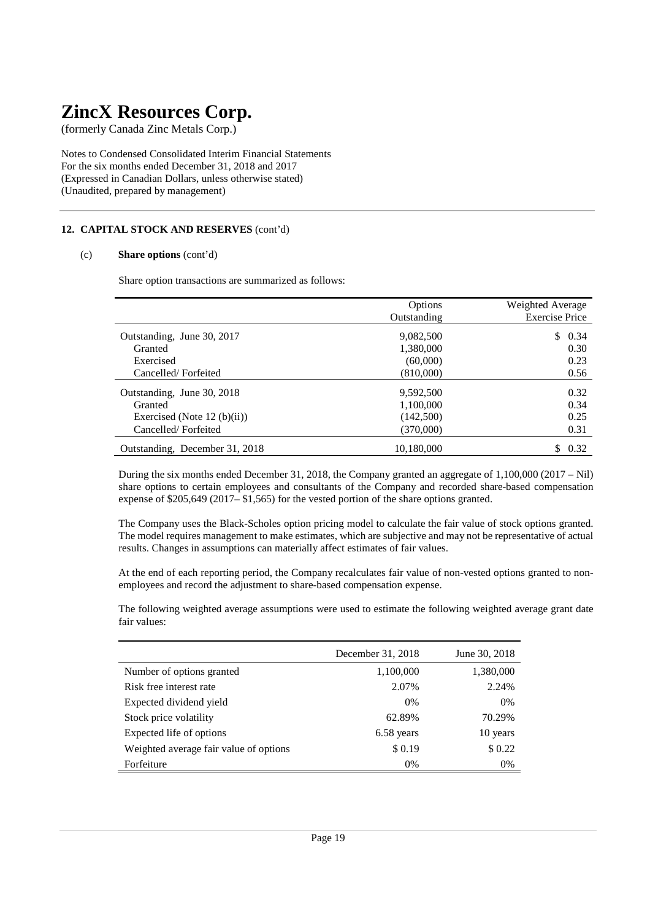# ZincX Resources Corp.

(formerly Canada Zinc Metals Corp.)

Notes to Condensed Consolidated Interim Financial Statements
For the six months ended December 31, 2018 and 2017
(Expressed in Canadian Dollars, unless otherwise stated)
(Unaudited, prepared by management)

## 12. CAPITAL STOCK AND RESERVES (cont'd)

### (c) Share options (cont'd)

Share option transactions are summarized as follows:

| | Options Outstanding | Weighted Average Exercise Price |
|---|---|---|
| Outstanding, June 30, 2017 | 9,082,500 | $ 0.34 |
| Granted | 1,380,000 | 0.30 |
| Exercised | (60,000) | 0.23 |
| Cancelled/ Forfeited | (810,000) | 0.56 |
| Outstanding, June 30, 2018 | 9,592,500 | 0.32 |
| Granted | 1,100,000 | 0.34 |
| Exercised (Note 12 (b)(ii)) | (142,500) | 0.25 |
| Cancelled/ Forfeited | (370,000) | 0.31 |
| Outstanding, December 31, 2018 | 10,180,000 | $ 0.32 |

During the six months ended December 31, 2018, the Company granted an aggregate of 1,100,000 (2017 – Nil) share options to certain employees and consultants of the Company and recorded share-based compensation expense of $205,649 (2017– $1,565) for the vested portion of the share options granted.

The Company uses the Black-Scholes option pricing model to calculate the fair value of stock options granted. The model requires management to make estimates, which are subjective and may not be representative of actual results. Changes in assumptions can materially affect estimates of fair values.

At the end of each reporting period, the Company recalculates fair value of non-vested options granted to non-employees and record the adjustment to share-based compensation expense.

The following weighted average assumptions were used to estimate the following weighted average grant date fair values:

| | December 31, 2018 | June 30, 2018 |
|---|---|---|
| Number of options granted | 1,100,000 | 1,380,000 |
| Risk free interest rate | 2.07% | 2.24% |
| Expected dividend yield | 0% | 0% |
| Stock price volatility | 62.89% | 70.29% |
| Expected life of options | 6.58 years | 10 years |
| Weighted average fair value of options | $ 0.19 | $ 0.22 |
| Forfeiture | 0% | 0% |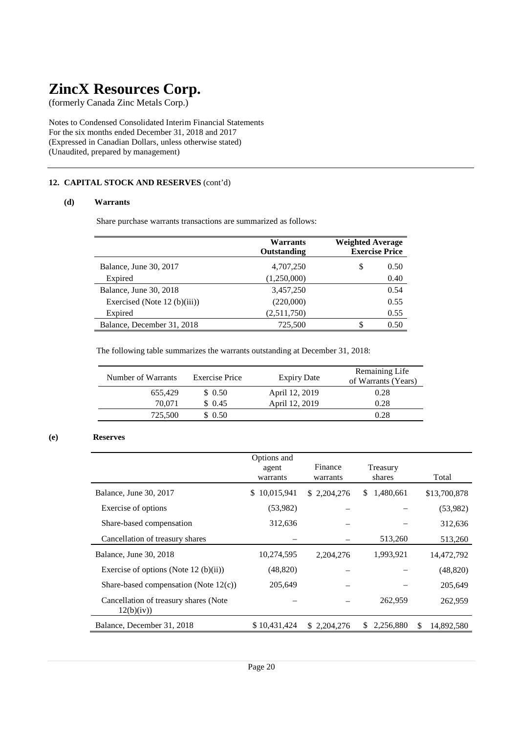# ZincX Resources Corp.

(formerly Canada Zinc Metals Corp.)

Notes to Condensed Consolidated Interim Financial Statements
For the six months ended December 31, 2018 and 2017
(Expressed in Canadian Dollars, unless otherwise stated)
(Unaudited, prepared by management)

---

**12. CAPITAL STOCK AND RESERVES** (cont'd)

**(d) Warrants**

Share purchase warrants transactions are summarized as follows:

| | Warrants Outstanding | Weighted Average Exercise Price |
|---|---|---|
| Balance, June 30, 2017 | 4,707,250 | $ 0.50 |
| Expired | (1,250,000) | 0.40 |
| Balance, June 30, 2018 | 3,457,250 | 0.54 |
| Exercised (Note 12 (b)(iii)) | (220,000) | 0.55 |
| Expired | (2,511,750) | 0.55 |
| Balance, December 31, 2018 | 725,500 | $ 0.50 |

The following table summarizes the warrants outstanding at December 31, 2018:

| Number of Warrants | Exercise Price | Expiry Date | Remaining Life of Warrants (Years) |
|---|---|---|---|
| 655,429 | $ 0.50 | April 12, 2019 | 0.28 |
| 70,071 | $ 0.45 | April 12, 2019 | 0.28 |
| 725,500 | $ 0.50 | | 0.28 |

**(e) Reserves**

| | Options and agent warrants | Finance warrants | Treasury shares | Total |
|---|---|---|---|---|
| Balance, June 30, 2017 | $ 10,015,941 | $ 2,204,276 | $ 1,480,661 | $13,700,878 |
| Exercise of options | (53,982) | – | – | (53,982) |
| Share-based compensation | 312,636 | – | – | 312,636 |
| Cancellation of treasury shares | – | – | 513,260 | 513,260 |
| Balance, June 30, 2018 | 10,274,595 | 2,204,276 | 1,993,921 | 14,472,792 |
| Exercise of options (Note 12 (b)(ii)) | (48,820) | – | – | (48,820) |
| Share-based compensation (Note 12(c)) | 205,649 | – | – | 205,649 |
| Cancellation of treasury shares (Note 12(b)(iv)) | – | – | 262,959 | 262,959 |
| Balance, December 31, 2018 | $ 10,431,424 | $ 2,204,276 | $ 2,256,880 | $ 14,892,580 |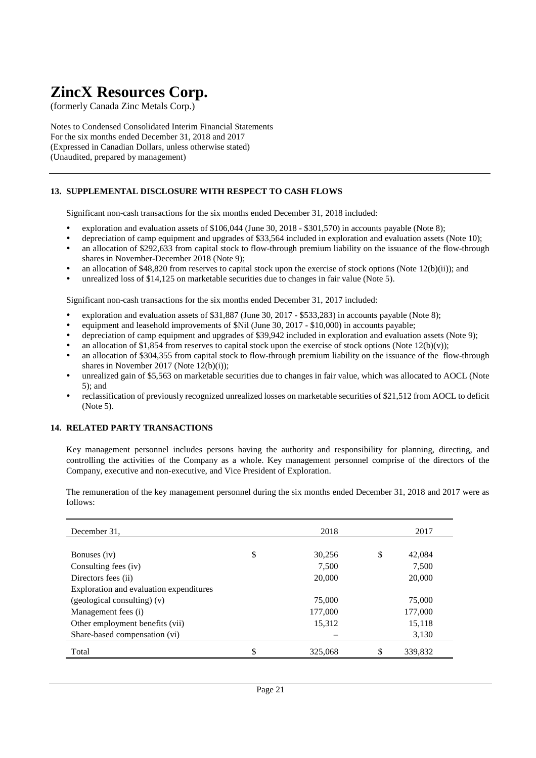# ZincX Resources Corp.

(formerly Canada Zinc Metals Corp.)

Notes to Condensed Consolidated Interim Financial Statements
For the six months ended December 31, 2018 and 2017
(Expressed in Canadian Dollars, unless otherwise stated)
(Unaudited, prepared by management)

## 13. SUPPLEMENTAL DISCLOSURE WITH RESPECT TO CASH FLOWS

Significant non-cash transactions for the six months ended December 31, 2018 included:

- exploration and evaluation assets of $106,044 (June 30, 2018 - $301,570) in accounts payable (Note 8);
- depreciation of camp equipment and upgrades of $33,564 included in exploration and evaluation assets (Note 10);
- an allocation of $292,633 from capital stock to flow-through premium liability on the issuance of the flow-through shares in November-December 2018 (Note 9);
- an allocation of $48,820 from reserves to capital stock upon the exercise of stock options (Note 12(b)(ii)); and
- unrealized loss of $14,125 on marketable securities due to changes in fair value (Note 5).

Significant non-cash transactions for the six months ended December 31, 2017 included:

- exploration and evaluation assets of $31,887 (June 30, 2017 - $533,283) in accounts payable (Note 8);
- equipment and leasehold improvements of $Nil (June 30, 2017 - $10,000) in accounts payable;
- depreciation of camp equipment and upgrades of $39,942 included in exploration and evaluation assets (Note 9);
- an allocation of $1,854 from reserves to capital stock upon the exercise of stock options (Note 12(b)(v));
- an allocation of $304,355 from capital stock to flow-through premium liability on the issuance of the flow-through shares in November 2017 (Note 12(b)(i));
- unrealized gain of $5,563 on marketable securities due to changes in fair value, which was allocated to AOCL (Note 5); and
- reclassification of previously recognized unrealized losses on marketable securities of $21,512 from AOCL to deficit (Note 5).

## 14. RELATED PARTY TRANSACTIONS

Key management personnel includes persons having the authority and responsibility for planning, directing, and controlling the activities of the Company as a whole. Key management personnel comprise of the directors of the Company, executive and non-executive, and Vice President of Exploration.

The remuneration of the key management personnel during the six months ended December 31, 2018 and 2017 were as follows:

| December 31, | | 2018 | | 2017 |
|---|---|---|---|---|
| Bonuses (iv) | $ | 30,256 | $ | 42,084 |
| Consulting fees (iv) | | 7,500 | | 7,500 |
| Directors fees (ii) | | 20,000 | | 20,000 |
| Exploration and evaluation expenditures (geological consulting) (v) | | 75,000 | | 75,000 |
| Management fees (i) | | 177,000 | | 177,000 |
| Other employment benefits (vii) | | 15,312 | | 15,118 |
| Share-based compensation (vi) | | – | | 3,130 |
| Total | $ | 325,068 | $ | 339,832 |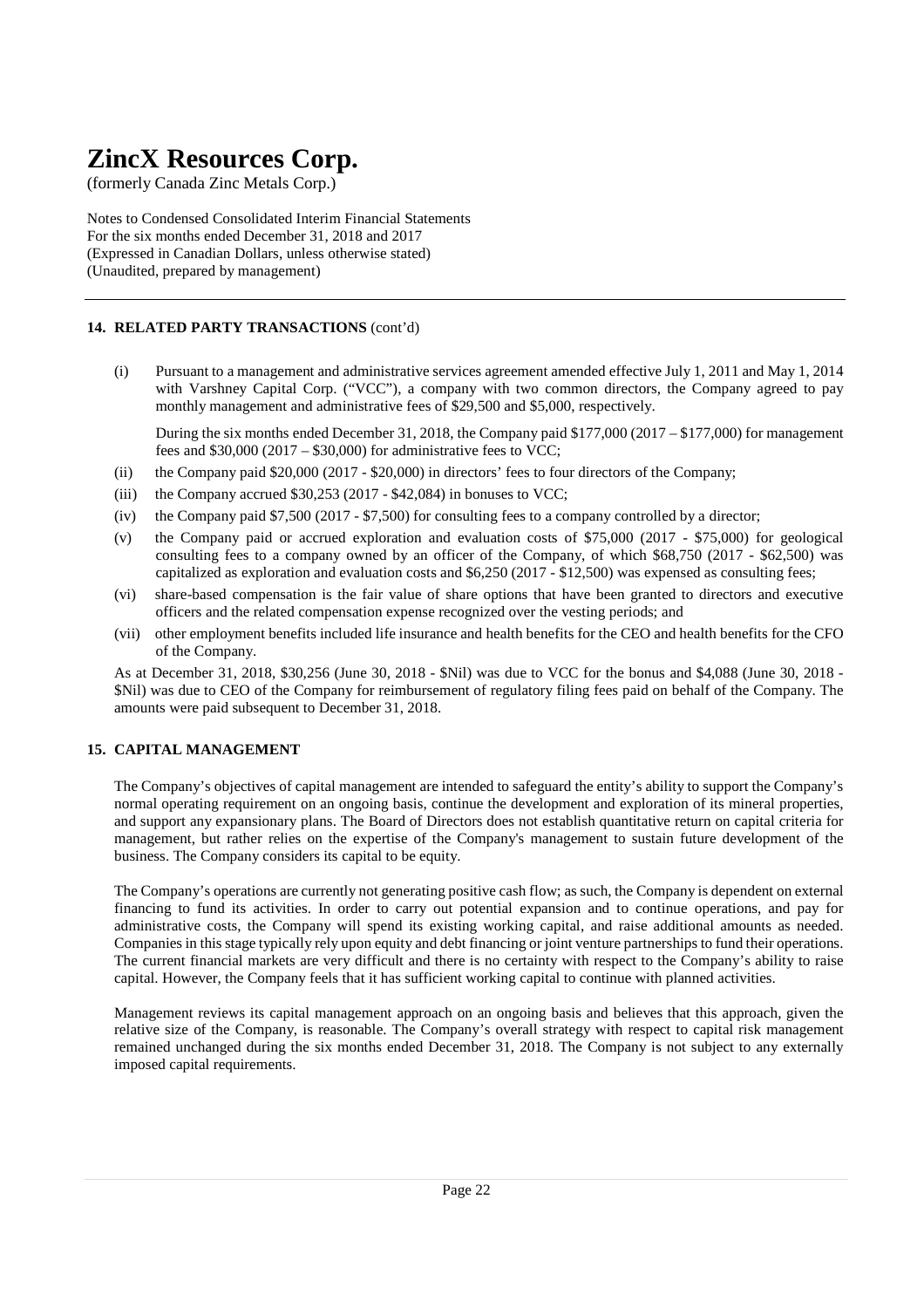## 14. RELATED PARTY TRANSACTIONS (cont'd)

(i) Pursuant to a management and administrative services agreement amended effective July 1, 2011 and May 1, 2014 with Varshney Capital Corp. ("VCC"), a company with two common directors, the Company agreed to pay monthly management and administrative fees of $29,500 and $5,000, respectively.

During the six months ended December 31, 2018, the Company paid $177,000 (2017 – $177,000) for management fees and $30,000 (2017 – $30,000) for administrative fees to VCC;

(ii) the Company paid $20,000 (2017 - $20,000) in directors' fees to four directors of the Company;

(iii) the Company accrued $30,253 (2017 - $42,084) in bonuses to VCC;

(iv) the Company paid $7,500 (2017 - $7,500) for consulting fees to a company controlled by a director;

(v) the Company paid or accrued exploration and evaluation costs of $75,000 (2017 - $75,000) for geological consulting fees to a company owned by an officer of the Company, of which $68,750 (2017 - $62,500) was capitalized as exploration and evaluation costs and $6,250 (2017 - $12,500) was expensed as consulting fees;

(vi) share-based compensation is the fair value of share options that have been granted to directors and executive officers and the related compensation expense recognized over the vesting periods; and

(vii) other employment benefits included life insurance and health benefits for the CEO and health benefits for the CFO of the Company.

As at December 31, 2018, $30,256 (June 30, 2018 - $Nil) was due to VCC for the bonus and $4,088 (June 30, 2018 - $Nil) was due to CEO of the Company for reimbursement of regulatory filing fees paid on behalf of the Company. The amounts were paid subsequent to December 31, 2018.

## 15. CAPITAL MANAGEMENT

The Company's objectives of capital management are intended to safeguard the entity's ability to support the Company's normal operating requirement on an ongoing basis, continue the development and exploration of its mineral properties, and support any expansionary plans. The Board of Directors does not establish quantitative return on capital criteria for management, but rather relies on the expertise of the Company's management to sustain future development of the business. The Company considers its capital to be equity.

The Company's operations are currently not generating positive cash flow; as such, the Company is dependent on external financing to fund its activities. In order to carry out potential expansion and to continue operations, and pay for administrative costs, the Company will spend its existing working capital, and raise additional amounts as needed. Companies in this stage typically rely upon equity and debt financing or joint venture partnerships to fund their operations. The current financial markets are very difficult and there is no certainty with respect to the Company's ability to raise capital. However, the Company feels that it has sufficient working capital to continue with planned activities.

Management reviews its capital management approach on an ongoing basis and believes that this approach, given the relative size of the Company, is reasonable. The Company's overall strategy with respect to capital risk management remained unchanged during the six months ended December 31, 2018. The Company is not subject to any externally imposed capital requirements.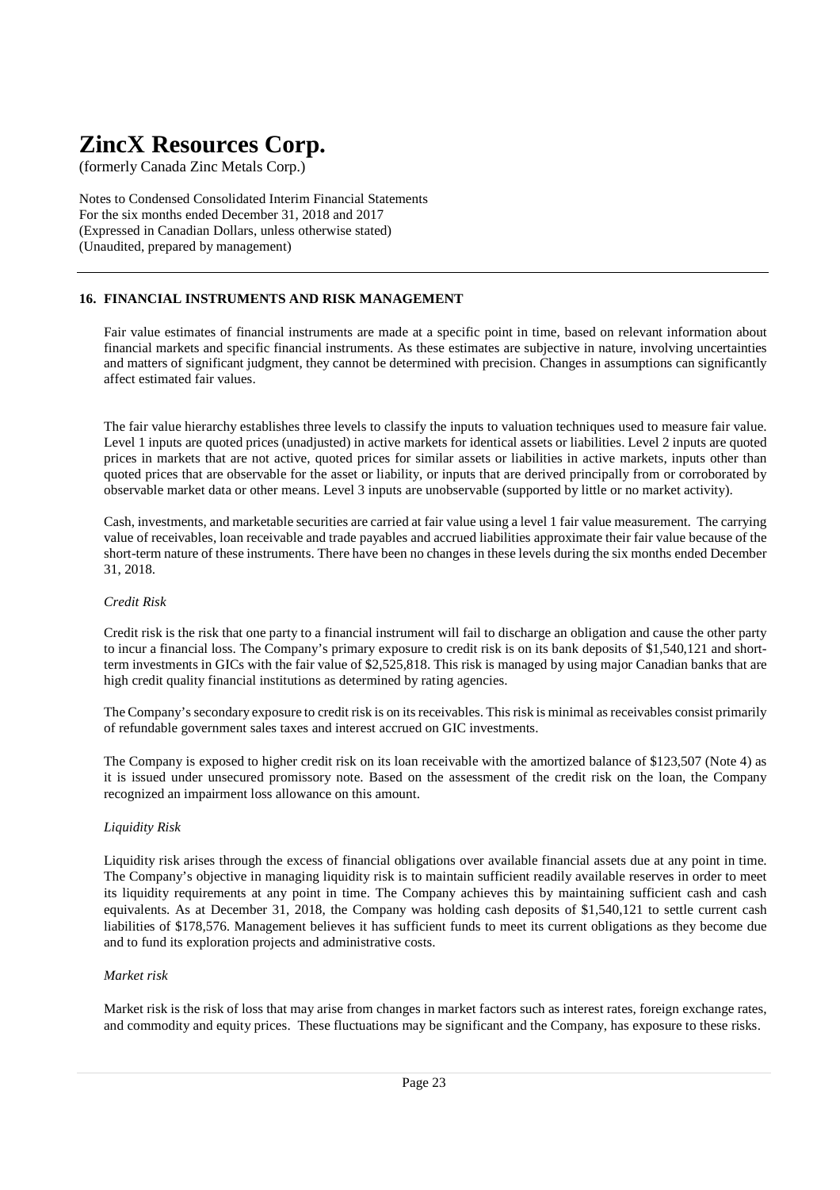# ZincX Resources Corp.

(formerly Canada Zinc Metals Corp.)

Notes to Condensed Consolidated Interim Financial Statements
For the six months ended December 31, 2018 and 2017
(Expressed in Canadian Dollars, unless otherwise stated)
(Unaudited, prepared by management)

## 16. FINANCIAL INSTRUMENTS AND RISK MANAGEMENT

Fair value estimates of financial instruments are made at a specific point in time, based on relevant information about financial markets and specific financial instruments. As these estimates are subjective in nature, involving uncertainties and matters of significant judgment, they cannot be determined with precision. Changes in assumptions can significantly affect estimated fair values.

The fair value hierarchy establishes three levels to classify the inputs to valuation techniques used to measure fair value. Level 1 inputs are quoted prices (unadjusted) in active markets for identical assets or liabilities. Level 2 inputs are quoted prices in markets that are not active, quoted prices for similar assets or liabilities in active markets, inputs other than quoted prices that are observable for the asset or liability, or inputs that are derived principally from or corroborated by observable market data or other means. Level 3 inputs are unobservable (supported by little or no market activity).

Cash, investments, and marketable securities are carried at fair value using a level 1 fair value measurement. The carrying value of receivables, loan receivable and trade payables and accrued liabilities approximate their fair value because of the short-term nature of these instruments. There have been no changes in these levels during the six months ended December 31, 2018.

*Credit Risk*

Credit risk is the risk that one party to a financial instrument will fail to discharge an obligation and cause the other party to incur a financial loss. The Company's primary exposure to credit risk is on its bank deposits of $1,540,121 and short-term investments in GICs with the fair value of $2,525,818. This risk is managed by using major Canadian banks that are high credit quality financial institutions as determined by rating agencies.

The Company's secondary exposure to credit risk is on its receivables. This risk is minimal as receivables consist primarily of refundable government sales taxes and interest accrued on GIC investments.

The Company is exposed to higher credit risk on its loan receivable with the amortized balance of $123,507 (Note 4) as it is issued under unsecured promissory note. Based on the assessment of the credit risk on the loan, the Company recognized an impairment loss allowance on this amount.

*Liquidity Risk*

Liquidity risk arises through the excess of financial obligations over available financial assets due at any point in time. The Company's objective in managing liquidity risk is to maintain sufficient readily available reserves in order to meet its liquidity requirements at any point in time. The Company achieves this by maintaining sufficient cash and cash equivalents. As at December 31, 2018, the Company was holding cash deposits of $1,540,121 to settle current cash liabilities of $178,576. Management believes it has sufficient funds to meet its current obligations as they become due and to fund its exploration projects and administrative costs.

*Market risk*

Market risk is the risk of loss that may arise from changes in market factors such as interest rates, foreign exchange rates, and commodity and equity prices. These fluctuations may be significant and the Company, has exposure to these risks.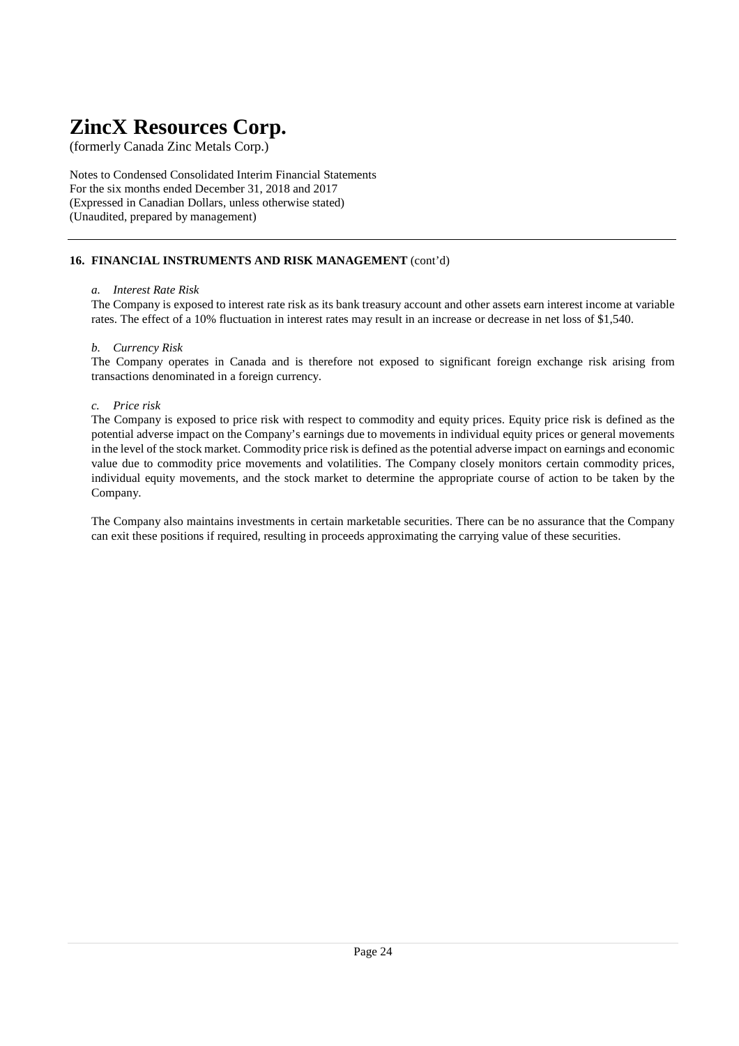# ZincX Resources Corp.

(formerly Canada Zinc Metals Corp.)

Notes to Condensed Consolidated Interim Financial Statements
For the six months ended December 31, 2018 and 2017
(Expressed in Canadian Dollars, unless otherwise stated)
(Unaudited, prepared by management)

## 16. FINANCIAL INSTRUMENTS AND RISK MANAGEMENT (cont'd)

*a. Interest Rate Risk*

The Company is exposed to interest rate risk as its bank treasury account and other assets earn interest income at variable rates. The effect of a 10% fluctuation in interest rates may result in an increase or decrease in net loss of $1,540.

*b. Currency Risk*

The Company operates in Canada and is therefore not exposed to significant foreign exchange risk arising from transactions denominated in a foreign currency.

*c. Price risk*

The Company is exposed to price risk with respect to commodity and equity prices. Equity price risk is defined as the potential adverse impact on the Company's earnings due to movements in individual equity prices or general movements in the level of the stock market. Commodity price risk is defined as the potential adverse impact on earnings and economic value due to commodity price movements and volatilities. The Company closely monitors certain commodity prices, individual equity movements, and the stock market to determine the appropriate course of action to be taken by the Company.

The Company also maintains investments in certain marketable securities. There can be no assurance that the Company can exit these positions if required, resulting in proceeds approximating the carrying value of these securities.